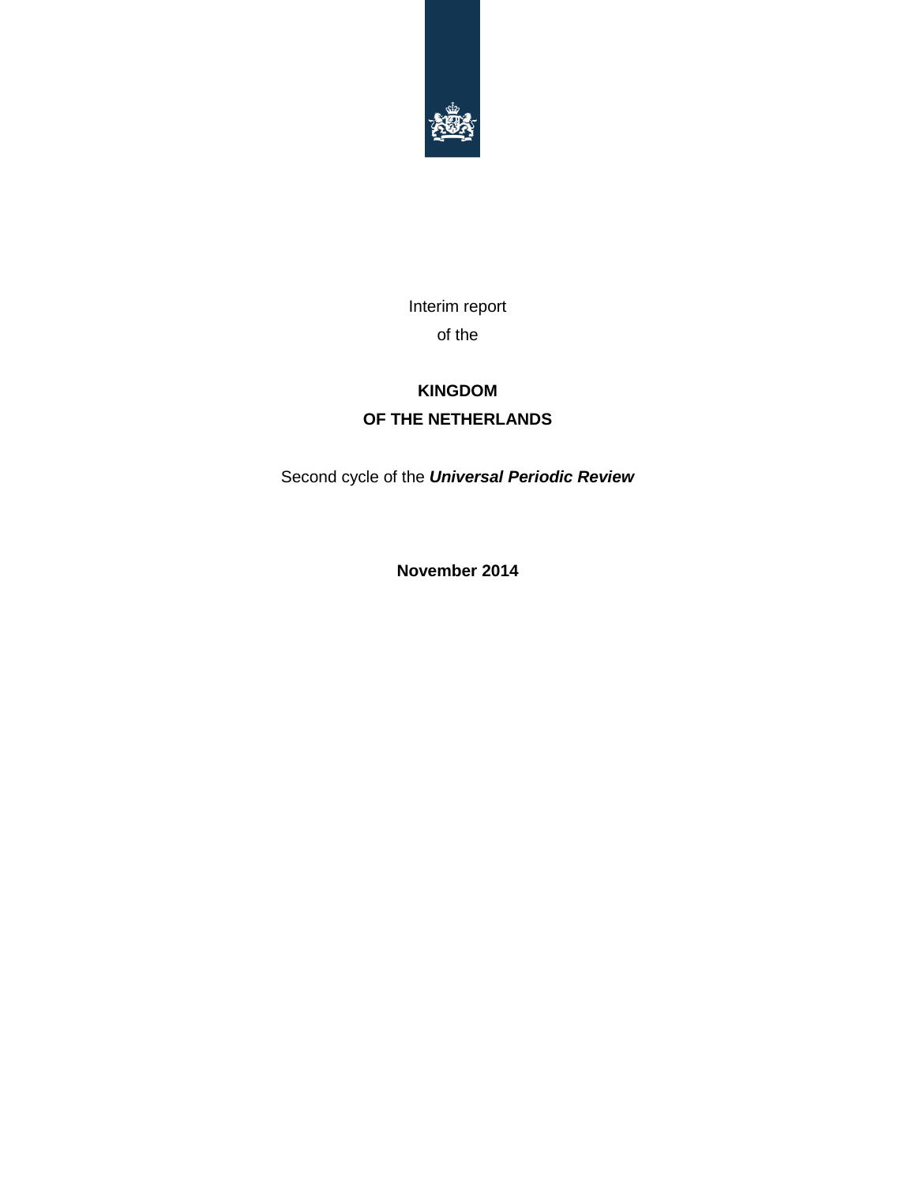Interim report

of the

**KINGDOM**

**OF THE NETHERLANDS**

Second cycle of the ***Universal Periodic Review***

**November 2014**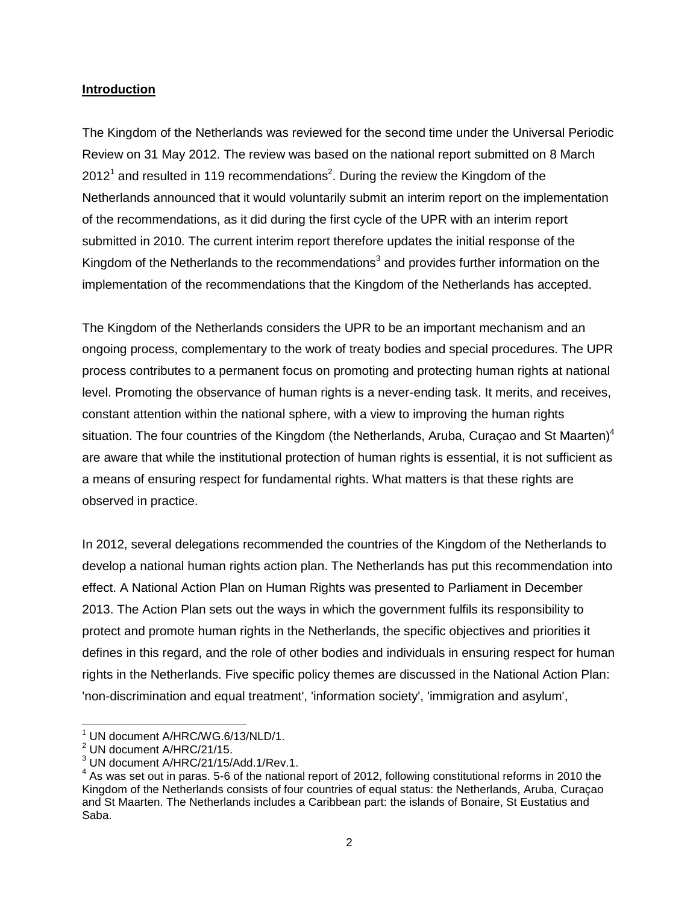**Introduction**

The Kingdom of the Netherlands was reviewed for the second time under the Universal Periodic Review on 31 May 2012. The review was based on the national report submitted on 8 March 2012[1] and resulted in 119 recommendations[2]. During the review the Kingdom of the Netherlands announced that it would voluntarily submit an interim report on the implementation of the recommendations, as it did during the first cycle of the UPR with an interim report submitted in 2010. The current interim report therefore updates the initial response of the Kingdom of the Netherlands to the recommendations[3] and provides further information on the implementation of the recommendations that the Kingdom of the Netherlands has accepted.

The Kingdom of the Netherlands considers the UPR to be an important mechanism and an ongoing process, complementary to the work of treaty bodies and special procedures. The UPR process contributes to a permanent focus on promoting and protecting human rights at national level. Promoting the observance of human rights is a never-ending task. It merits, and receives, constant attention within the national sphere, with a view to improving the human rights situation. The four countries of the Kingdom (the Netherlands, Aruba, Curaçao and St Maarten)[4] are aware that while the institutional protection of human rights is essential, it is not sufficient as a means of ensuring respect for fundamental rights. What matters is that these rights are observed in practice.

In 2012, several delegations recommended the countries of the Kingdom of the Netherlands to develop a national human rights action plan. The Netherlands has put this recommendation into effect. A National Action Plan on Human Rights was presented to Parliament in December 2013. The Action Plan sets out the ways in which the government fulfils its responsibility to protect and promote human rights in the Netherlands, the specific objectives and priorities it defines in this regard, and the role of other bodies and individuals in ensuring respect for human rights in the Netherlands. Five specific policy themes are discussed in the National Action Plan: 'non-discrimination and equal treatment', 'information society', 'immigration and asylum',

---

[1] UN document A/HRC/WG.6/13/NLD/1.

[2] UN document A/HRC/21/15.

[3] UN document A/HRC/21/15/Add.1/Rev.1.

[4] As was set out in paras. 5-6 of the national report of 2012, following constitutional reforms in 2010 the Kingdom of the Netherlands consists of four countries of equal status: the Netherlands, Aruba, Curaçao and St Maarten. The Netherlands includes a Caribbean part: the islands of Bonaire, St Eustatius and Saba.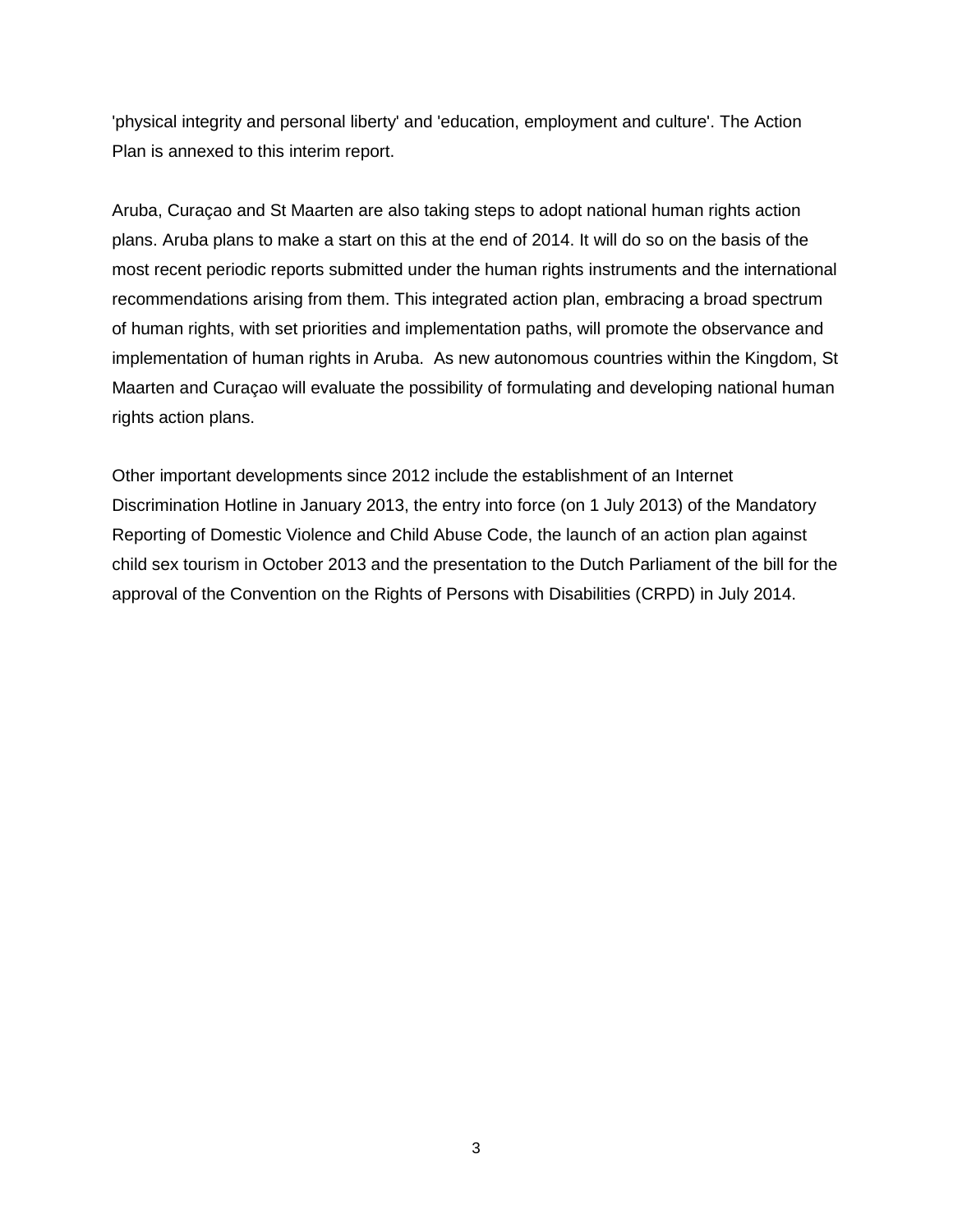'physical integrity and personal liberty' and 'education, employment and culture'. The Action Plan is annexed to this interim report.

Aruba, Curaçao and St Maarten are also taking steps to adopt national human rights action plans. Aruba plans to make a start on this at the end of 2014. It will do so on the basis of the most recent periodic reports submitted under the human rights instruments and the international recommendations arising from them. This integrated action plan, embracing a broad spectrum of human rights, with set priorities and implementation paths, will promote the observance and implementation of human rights in Aruba. As new autonomous countries within the Kingdom, St Maarten and Curaçao will evaluate the possibility of formulating and developing national human rights action plans.

Other important developments since 2012 include the establishment of an Internet Discrimination Hotline in January 2013, the entry into force (on 1 July 2013) of the Mandatory Reporting of Domestic Violence and Child Abuse Code, the launch of an action plan against child sex tourism in October 2013 and the presentation to the Dutch Parliament of the bill for the approval of the Convention on the Rights of Persons with Disabilities (CRPD) in July 2014.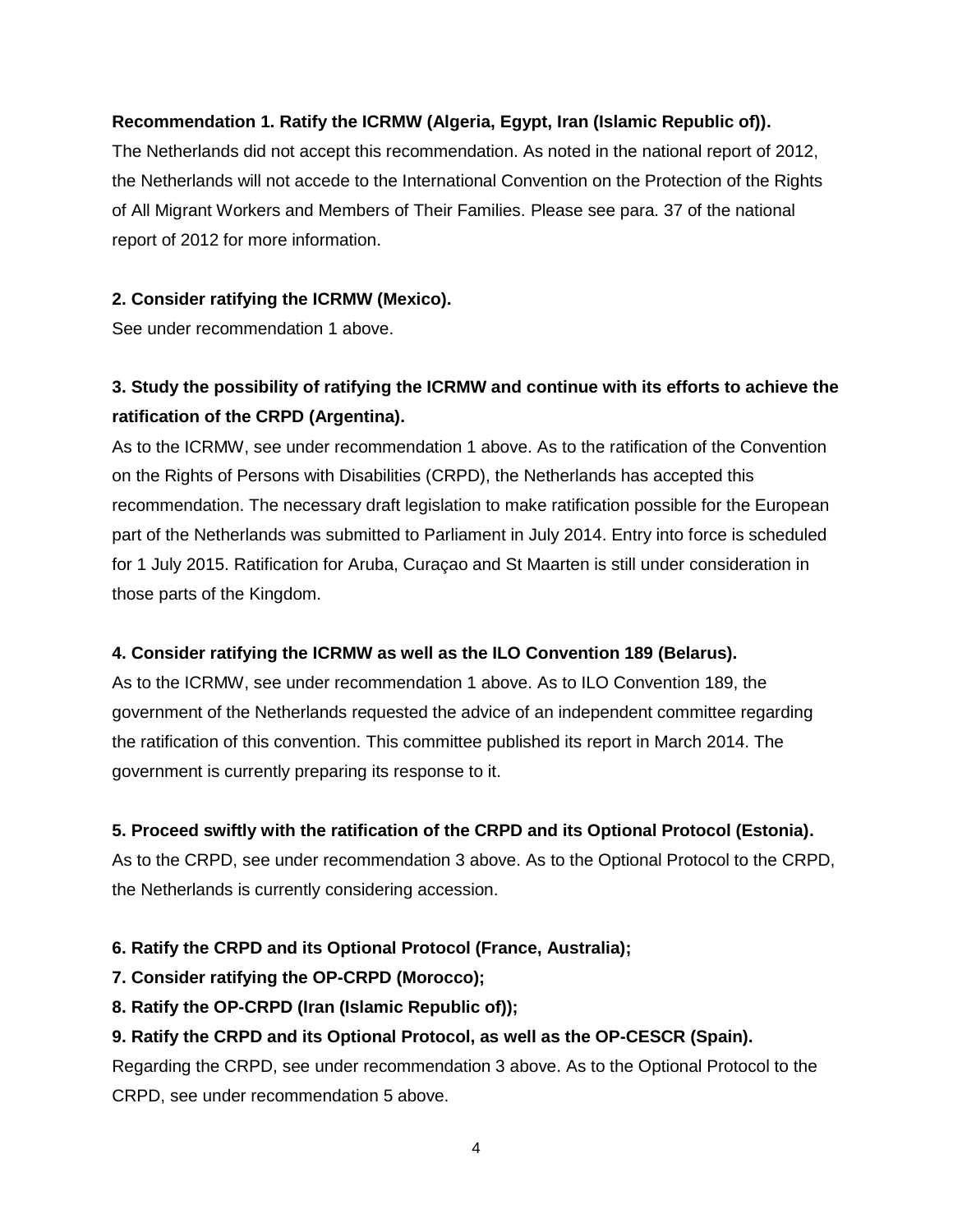**Recommendation 1. Ratify the ICRMW (Algeria, Egypt, Iran (Islamic Republic of)).**

The Netherlands did not accept this recommendation. As noted in the national report of 2012, the Netherlands will not accede to the International Convention on the Protection of the Rights of All Migrant Workers and Members of Their Families. Please see para. 37 of the national report of 2012 for more information.

**2. Consider ratifying the ICRMW (Mexico).**

See under recommendation 1 above.

**3. Study the possibility of ratifying the ICRMW and continue with its efforts to achieve the ratification of the CRPD (Argentina).**

As to the ICRMW, see under recommendation 1 above. As to the ratification of the Convention on the Rights of Persons with Disabilities (CRPD), the Netherlands has accepted this recommendation. The necessary draft legislation to make ratification possible for the European part of the Netherlands was submitted to Parliament in July 2014. Entry into force is scheduled for 1 July 2015. Ratification for Aruba, Curaçao and St Maarten is still under consideration in those parts of the Kingdom.

**4. Consider ratifying the ICRMW as well as the ILO Convention 189 (Belarus).**

As to the ICRMW, see under recommendation 1 above. As to ILO Convention 189, the government of the Netherlands requested the advice of an independent committee regarding the ratification of this convention. This committee published its report in March 2014. The government is currently preparing its response to it.

**5. Proceed swiftly with the ratification of the CRPD and its Optional Protocol (Estonia).**

As to the CRPD, see under recommendation 3 above. As to the Optional Protocol to the CRPD, the Netherlands is currently considering accession.

**6. Ratify the CRPD and its Optional Protocol (France, Australia);**

**7. Consider ratifying the OP-CRPD (Morocco);**

**8. Ratify the OP-CRPD (Iran (Islamic Republic of));**

**9. Ratify the CRPD and its Optional Protocol, as well as the OP-CESCR (Spain).**

Regarding the CRPD, see under recommendation 3 above. As to the Optional Protocol to the CRPD, see under recommendation 5 above.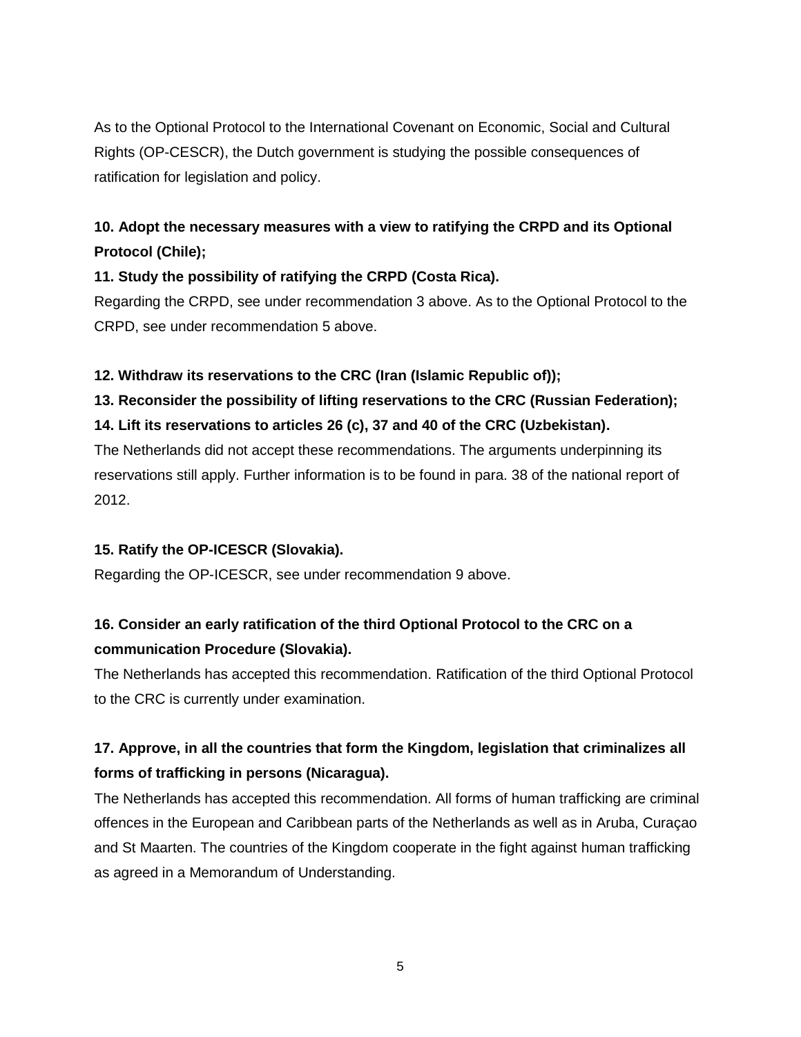As to the Optional Protocol to the International Covenant on Economic, Social and Cultural Rights (OP-CESCR), the Dutch government is studying the possible consequences of ratification for legislation and policy.

**10. Adopt the necessary measures with a view to ratifying the CRPD and its Optional Protocol (Chile);**

**11. Study the possibility of ratifying the CRPD (Costa Rica).**

Regarding the CRPD, see under recommendation 3 above. As to the Optional Protocol to the CRPD, see under recommendation 5 above.

**12. Withdraw its reservations to the CRC (Iran (Islamic Republic of));**

**13. Reconsider the possibility of lifting reservations to the CRC (Russian Federation);**

**14. Lift its reservations to articles 26 (c), 37 and 40 of the CRC (Uzbekistan).**

The Netherlands did not accept these recommendations. The arguments underpinning its reservations still apply. Further information is to be found in para. 38 of the national report of 2012.

**15. Ratify the OP-ICESCR (Slovakia).**

Regarding the OP-ICESCR, see under recommendation 9 above.

**16. Consider an early ratification of the third Optional Protocol to the CRC on a communication Procedure (Slovakia).**

The Netherlands has accepted this recommendation. Ratification of the third Optional Protocol to the CRC is currently under examination.

**17. Approve, in all the countries that form the Kingdom, legislation that criminalizes all forms of trafficking in persons (Nicaragua).**

The Netherlands has accepted this recommendation. All forms of human trafficking are criminal offences in the European and Caribbean parts of the Netherlands as well as in Aruba, Curaçao and St Maarten. The countries of the Kingdom cooperate in the fight against human trafficking as agreed in a Memorandum of Understanding.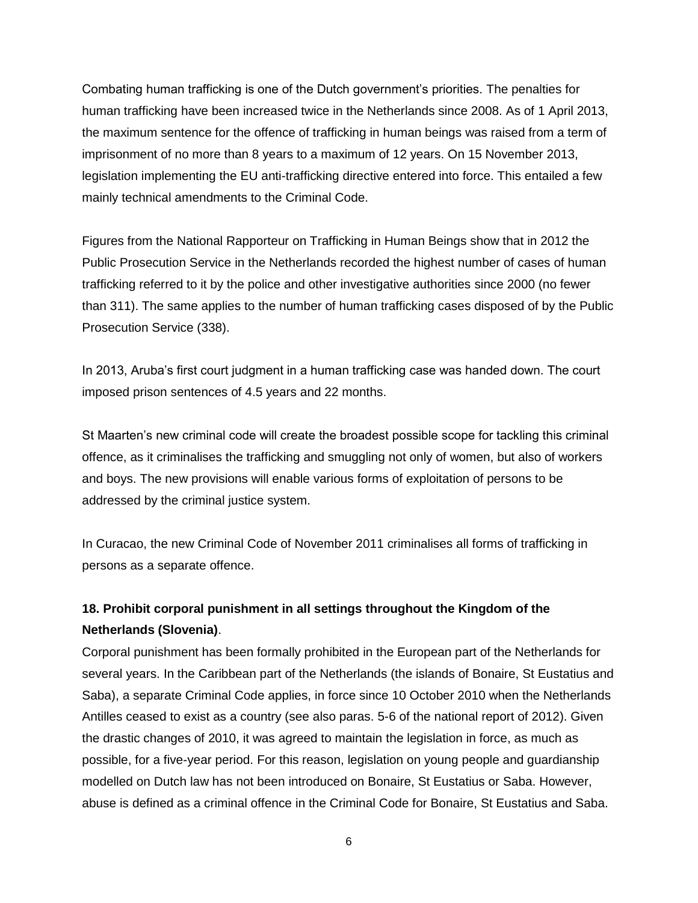Combating human trafficking is one of the Dutch government's priorities. The penalties for human trafficking have been increased twice in the Netherlands since 2008. As of 1 April 2013, the maximum sentence for the offence of trafficking in human beings was raised from a term of imprisonment of no more than 8 years to a maximum of 12 years. On 15 November 2013, legislation implementing the EU anti-trafficking directive entered into force. This entailed a few mainly technical amendments to the Criminal Code.

Figures from the National Rapporteur on Trafficking in Human Beings show that in 2012 the Public Prosecution Service in the Netherlands recorded the highest number of cases of human trafficking referred to it by the police and other investigative authorities since 2000 (no fewer than 311). The same applies to the number of human trafficking cases disposed of by the Public Prosecution Service (338).

In 2013, Aruba's first court judgment in a human trafficking case was handed down. The court imposed prison sentences of 4.5 years and 22 months.

St Maarten's new criminal code will create the broadest possible scope for tackling this criminal offence, as it criminalises the trafficking and smuggling not only of women, but also of workers and boys. The new provisions will enable various forms of exploitation of persons to be addressed by the criminal justice system.

In Curacao, the new Criminal Code of November 2011 criminalises all forms of trafficking in persons as a separate offence.

**18. Prohibit corporal punishment in all settings throughout the Kingdom of the Netherlands (Slovenia)**.

Corporal punishment has been formally prohibited in the European part of the Netherlands for several years. In the Caribbean part of the Netherlands (the islands of Bonaire, St Eustatius and Saba), a separate Criminal Code applies, in force since 10 October 2010 when the Netherlands Antilles ceased to exist as a country (see also paras. 5-6 of the national report of 2012). Given the drastic changes of 2010, it was agreed to maintain the legislation in force, as much as possible, for a five-year period. For this reason, legislation on young people and guardianship modelled on Dutch law has not been introduced on Bonaire, St Eustatius or Saba. However, abuse is defined as a criminal offence in the Criminal Code for Bonaire, St Eustatius and Saba.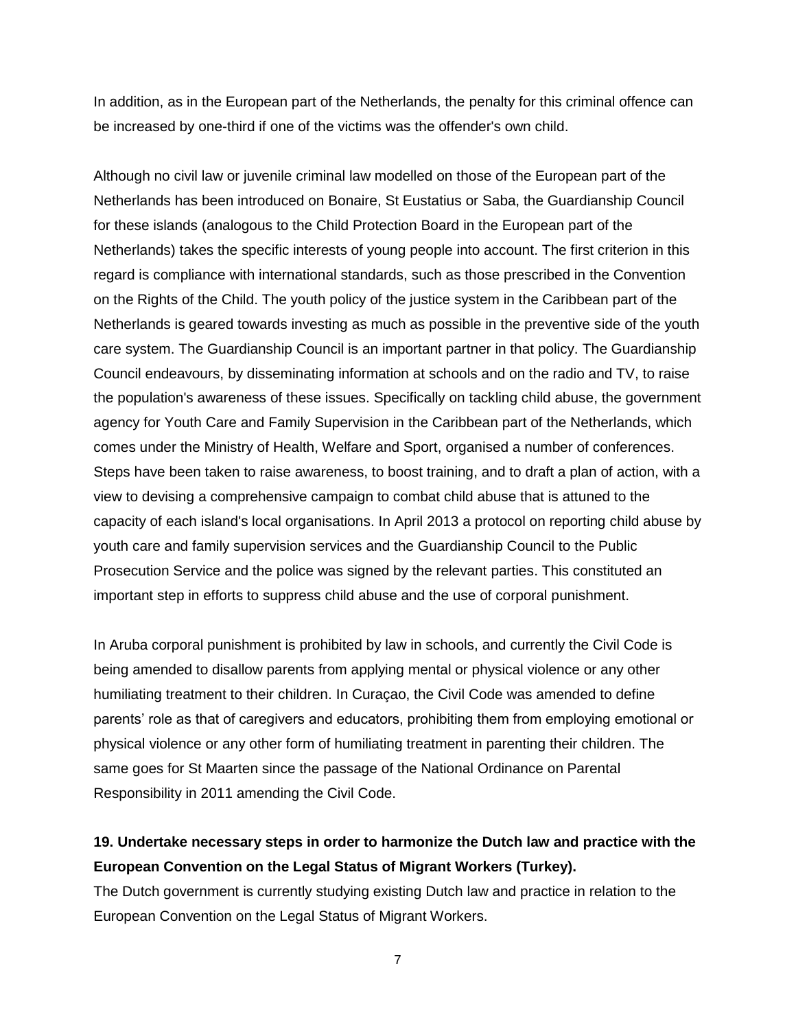In addition, as in the European part of the Netherlands, the penalty for this criminal offence can be increased by one-third if one of the victims was the offender's own child.

Although no civil law or juvenile criminal law modelled on those of the European part of the Netherlands has been introduced on Bonaire, St Eustatius or Saba, the Guardianship Council for these islands (analogous to the Child Protection Board in the European part of the Netherlands) takes the specific interests of young people into account. The first criterion in this regard is compliance with international standards, such as those prescribed in the Convention on the Rights of the Child. The youth policy of the justice system in the Caribbean part of the Netherlands is geared towards investing as much as possible in the preventive side of the youth care system. The Guardianship Council is an important partner in that policy. The Guardianship Council endeavours, by disseminating information at schools and on the radio and TV, to raise the population's awareness of these issues. Specifically on tackling child abuse, the government agency for Youth Care and Family Supervision in the Caribbean part of the Netherlands, which comes under the Ministry of Health, Welfare and Sport, organised a number of conferences. Steps have been taken to raise awareness, to boost training, and to draft a plan of action, with a view to devising a comprehensive campaign to combat child abuse that is attuned to the capacity of each island's local organisations. In April 2013 a protocol on reporting child abuse by youth care and family supervision services and the Guardianship Council to the Public Prosecution Service and the police was signed by the relevant parties. This constituted an important step in efforts to suppress child abuse and the use of corporal punishment.

In Aruba corporal punishment is prohibited by law in schools, and currently the Civil Code is being amended to disallow parents from applying mental or physical violence or any other humiliating treatment to their children. In Curaçao, the Civil Code was amended to define parents' role as that of caregivers and educators, prohibiting them from employing emotional or physical violence or any other form of humiliating treatment in parenting their children. The same goes for St Maarten since the passage of the National Ordinance on Parental Responsibility in 2011 amending the Civil Code.

**19. Undertake necessary steps in order to harmonize the Dutch law and practice with the European Convention on the Legal Status of Migrant Workers (Turkey).**

The Dutch government is currently studying existing Dutch law and practice in relation to the European Convention on the Legal Status of Migrant Workers.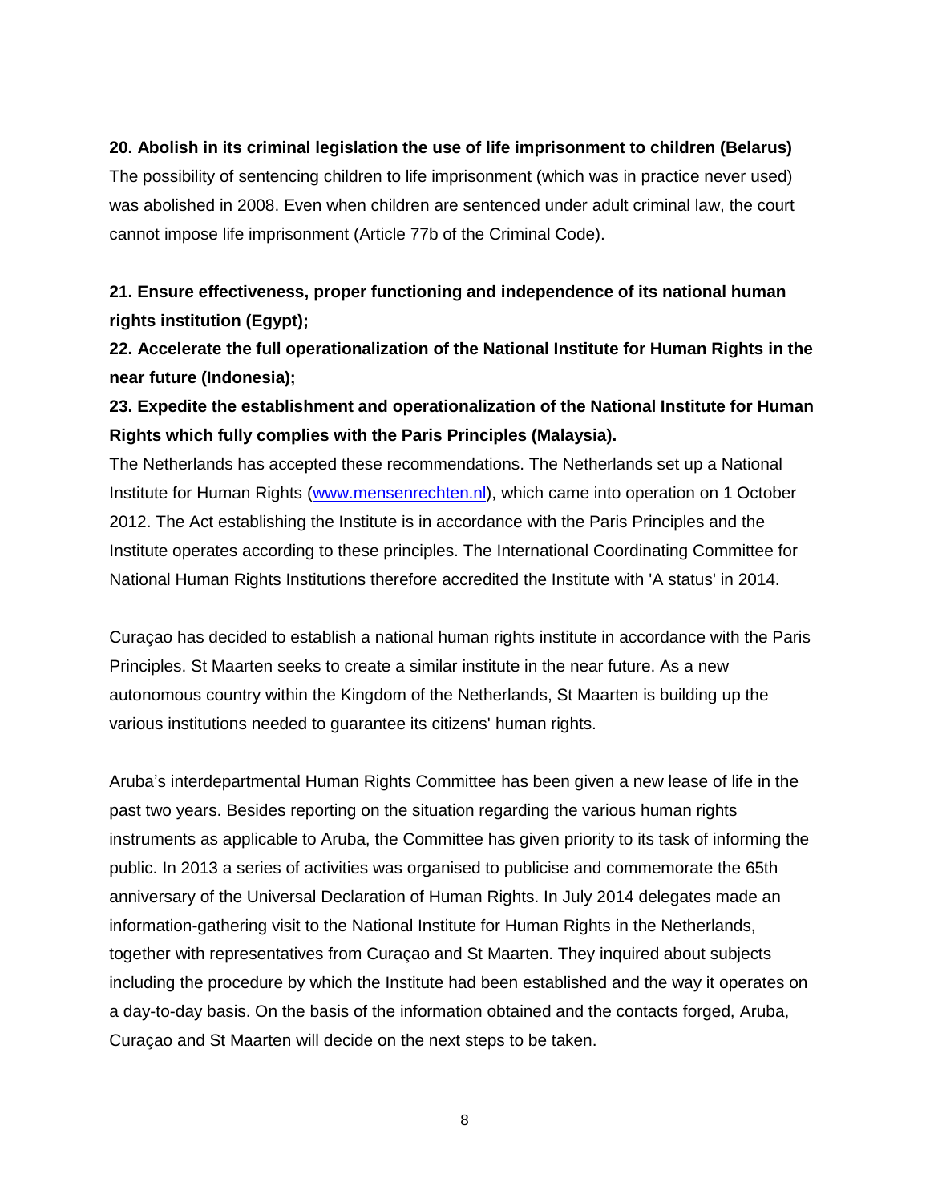**20. Abolish in its criminal legislation the use of life imprisonment to children (Belarus)**

The possibility of sentencing children to life imprisonment (which was in practice never used) was abolished in 2008. Even when children are sentenced under adult criminal law, the court cannot impose life imprisonment (Article 77b of the Criminal Code).

**21. Ensure effectiveness, proper functioning and independence of its national human rights institution (Egypt);**

**22. Accelerate the full operationalization of the National Institute for Human Rights in the near future (Indonesia);**

**23. Expedite the establishment and operationalization of the National Institute for Human Rights which fully complies with the Paris Principles (Malaysia).**

The Netherlands has accepted these recommendations. The Netherlands set up a National Institute for Human Rights ([www.mensenrechten.nl](www.mensenrechten.nl)), which came into operation on 1 October 2012. The Act establishing the Institute is in accordance with the Paris Principles and the Institute operates according to these principles. The International Coordinating Committee for National Human Rights Institutions therefore accredited the Institute with 'A status' in 2014.

Curaçao has decided to establish a national human rights institute in accordance with the Paris Principles. St Maarten seeks to create a similar institute in the near future. As a new autonomous country within the Kingdom of the Netherlands, St Maarten is building up the various institutions needed to guarantee its citizens' human rights.

Aruba's interdepartmental Human Rights Committee has been given a new lease of life in the past two years. Besides reporting on the situation regarding the various human rights instruments as applicable to Aruba, the Committee has given priority to its task of informing the public. In 2013 a series of activities was organised to publicise and commemorate the 65th anniversary of the Universal Declaration of Human Rights. In July 2014 delegates made an information-gathering visit to the National Institute for Human Rights in the Netherlands, together with representatives from Curaçao and St Maarten. They inquired about subjects including the procedure by which the Institute had been established and the way it operates on a day-to-day basis. On the basis of the information obtained and the contacts forged, Aruba, Curaçao and St Maarten will decide on the next steps to be taken.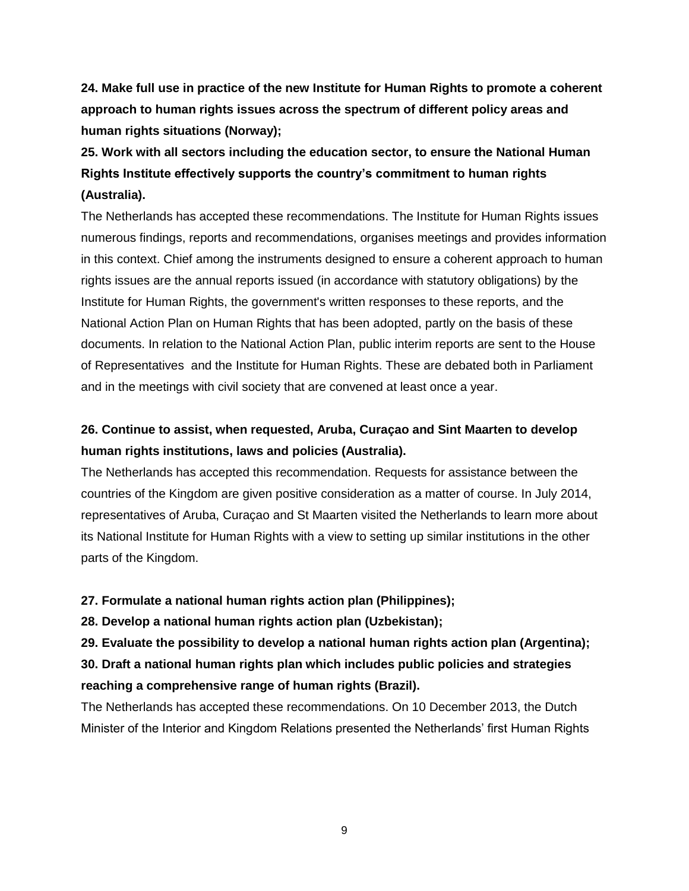**24. Make full use in practice of the new Institute for Human Rights to promote a coherent approach to human rights issues across the spectrum of different policy areas and human rights situations (Norway);**

**25. Work with all sectors including the education sector, to ensure the National Human Rights Institute effectively supports the country's commitment to human rights (Australia).**

The Netherlands has accepted these recommendations. The Institute for Human Rights issues numerous findings, reports and recommendations, organises meetings and provides information in this context. Chief among the instruments designed to ensure a coherent approach to human rights issues are the annual reports issued (in accordance with statutory obligations) by the Institute for Human Rights, the government's written responses to these reports, and the National Action Plan on Human Rights that has been adopted, partly on the basis of these documents. In relation to the National Action Plan, public interim reports are sent to the House of Representatives and the Institute for Human Rights. These are debated both in Parliament and in the meetings with civil society that are convened at least once a year.

**26. Continue to assist, when requested, Aruba, Curaçao and Sint Maarten to develop human rights institutions, laws and policies (Australia).**

The Netherlands has accepted this recommendation. Requests for assistance between the countries of the Kingdom are given positive consideration as a matter of course. In July 2014, representatives of Aruba, Curaçao and St Maarten visited the Netherlands to learn more about its National Institute for Human Rights with a view to setting up similar institutions in the other parts of the Kingdom.

**27. Formulate a national human rights action plan (Philippines);**

**28. Develop a national human rights action plan (Uzbekistan);**

**29. Evaluate the possibility to develop a national human rights action plan (Argentina);**

**30. Draft a national human rights plan which includes public policies and strategies reaching a comprehensive range of human rights (Brazil).**

The Netherlands has accepted these recommendations. On 10 December 2013, the Dutch Minister of the Interior and Kingdom Relations presented the Netherlands' first Human Rights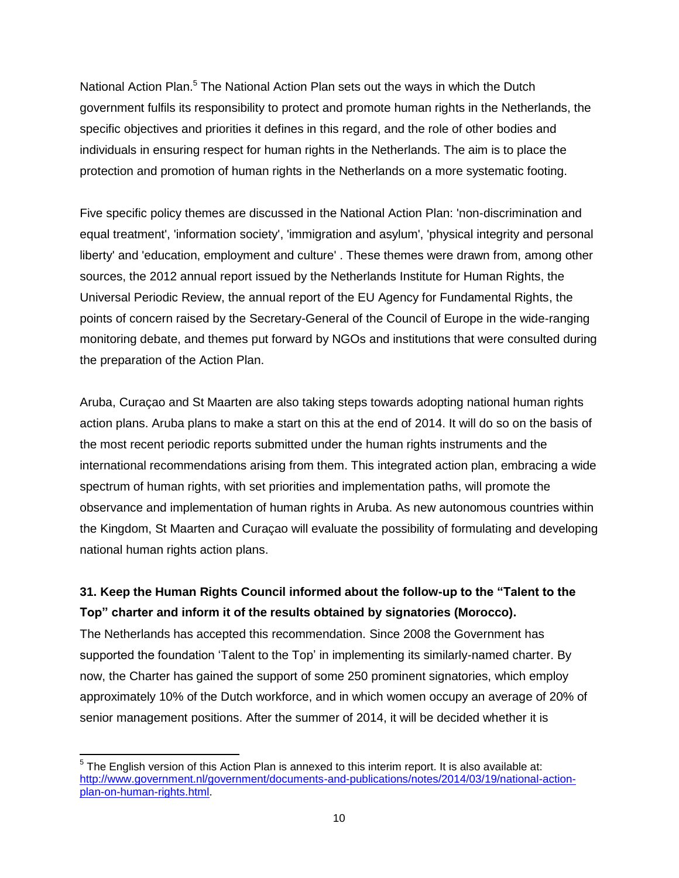National Action Plan.[5] The National Action Plan sets out the ways in which the Dutch government fulfils its responsibility to protect and promote human rights in the Netherlands, the specific objectives and priorities it defines in this regard, and the role of other bodies and individuals in ensuring respect for human rights in the Netherlands. The aim is to place the protection and promotion of human rights in the Netherlands on a more systematic footing.

Five specific policy themes are discussed in the National Action Plan: 'non-discrimination and equal treatment', 'information society', 'immigration and asylum', 'physical integrity and personal liberty' and 'education, employment and culture' . These themes were drawn from, among other sources, the 2012 annual report issued by the Netherlands Institute for Human Rights, the Universal Periodic Review, the annual report of the EU Agency for Fundamental Rights, the points of concern raised by the Secretary-General of the Council of Europe in the wide-ranging monitoring debate, and themes put forward by NGOs and institutions that were consulted during the preparation of the Action Plan.

Aruba, Curaçao and St Maarten are also taking steps towards adopting national human rights action plans. Aruba plans to make a start on this at the end of 2014. It will do so on the basis of the most recent periodic reports submitted under the human rights instruments and the international recommendations arising from them. This integrated action plan, embracing a wide spectrum of human rights, with set priorities and implementation paths, will promote the observance and implementation of human rights in Aruba. As new autonomous countries within the Kingdom, St Maarten and Curaçao will evaluate the possibility of formulating and developing national human rights action plans.

**31. Keep the Human Rights Council informed about the follow-up to the "Talent to the Top" charter and inform it of the results obtained by signatories (Morocco).**

The Netherlands has accepted this recommendation. Since 2008 the Government has supported the foundation 'Talent to the Top' in implementing its similarly-named charter. By now, the Charter has gained the support of some 250 prominent signatories, which employ approximately 10% of the Dutch workforce, and in which women occupy an average of 20% of senior management positions. After the summer of 2014, it will be decided whether it is

---

[5] The English version of this Action Plan is annexed to this interim report. It is also available at: http://www.government.nl/government/documents-and-publications/notes/2014/03/19/national-action-plan-on-human-rights.html.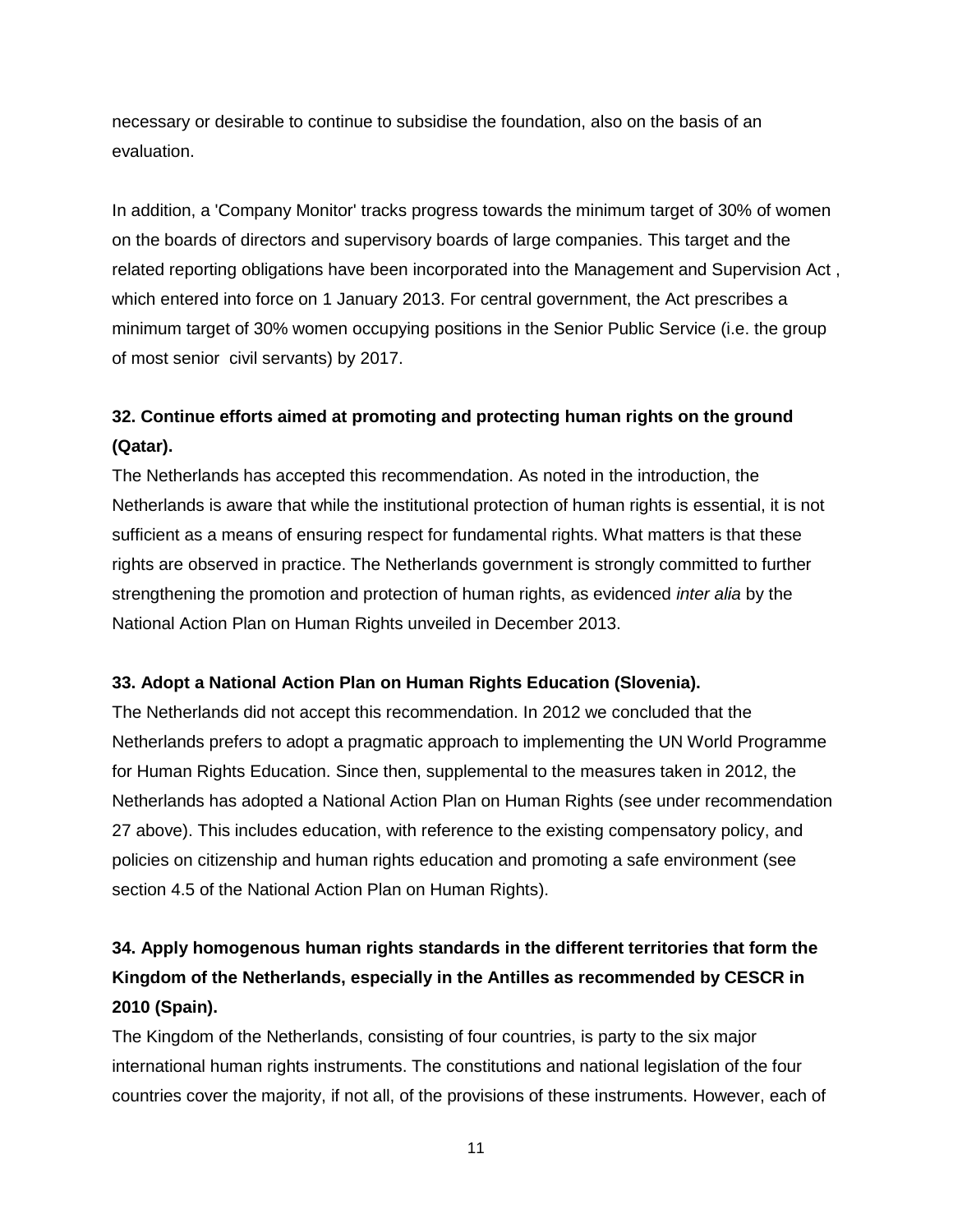necessary or desirable to continue to subsidise the foundation, also on the basis of an evaluation.

In addition, a 'Company Monitor' tracks progress towards the minimum target of 30% of women on the boards of directors and supervisory boards of large companies. This target and the related reporting obligations have been incorporated into the Management and Supervision Act , which entered into force on 1 January 2013. For central government, the Act prescribes a minimum target of 30% women occupying positions in the Senior Public Service (i.e. the group of most senior civil servants) by 2017.

**32. Continue efforts aimed at promoting and protecting human rights on the ground (Qatar).**

The Netherlands has accepted this recommendation. As noted in the introduction, the Netherlands is aware that while the institutional protection of human rights is essential, it is not sufficient as a means of ensuring respect for fundamental rights. What matters is that these rights are observed in practice. The Netherlands government is strongly committed to further strengthening the promotion and protection of human rights, as evidenced *inter alia* by the National Action Plan on Human Rights unveiled in December 2013.

**33. Adopt a National Action Plan on Human Rights Education (Slovenia).**

The Netherlands did not accept this recommendation. In 2012 we concluded that the Netherlands prefers to adopt a pragmatic approach to implementing the UN World Programme for Human Rights Education. Since then, supplemental to the measures taken in 2012, the Netherlands has adopted a National Action Plan on Human Rights (see under recommendation 27 above). This includes education, with reference to the existing compensatory policy, and policies on citizenship and human rights education and promoting a safe environment (see section 4.5 of the National Action Plan on Human Rights).

**34. Apply homogenous human rights standards in the different territories that form the Kingdom of the Netherlands, especially in the Antilles as recommended by CESCR in 2010 (Spain).**

The Kingdom of the Netherlands, consisting of four countries, is party to the six major international human rights instruments. The constitutions and national legislation of the four countries cover the majority, if not all, of the provisions of these instruments. However, each of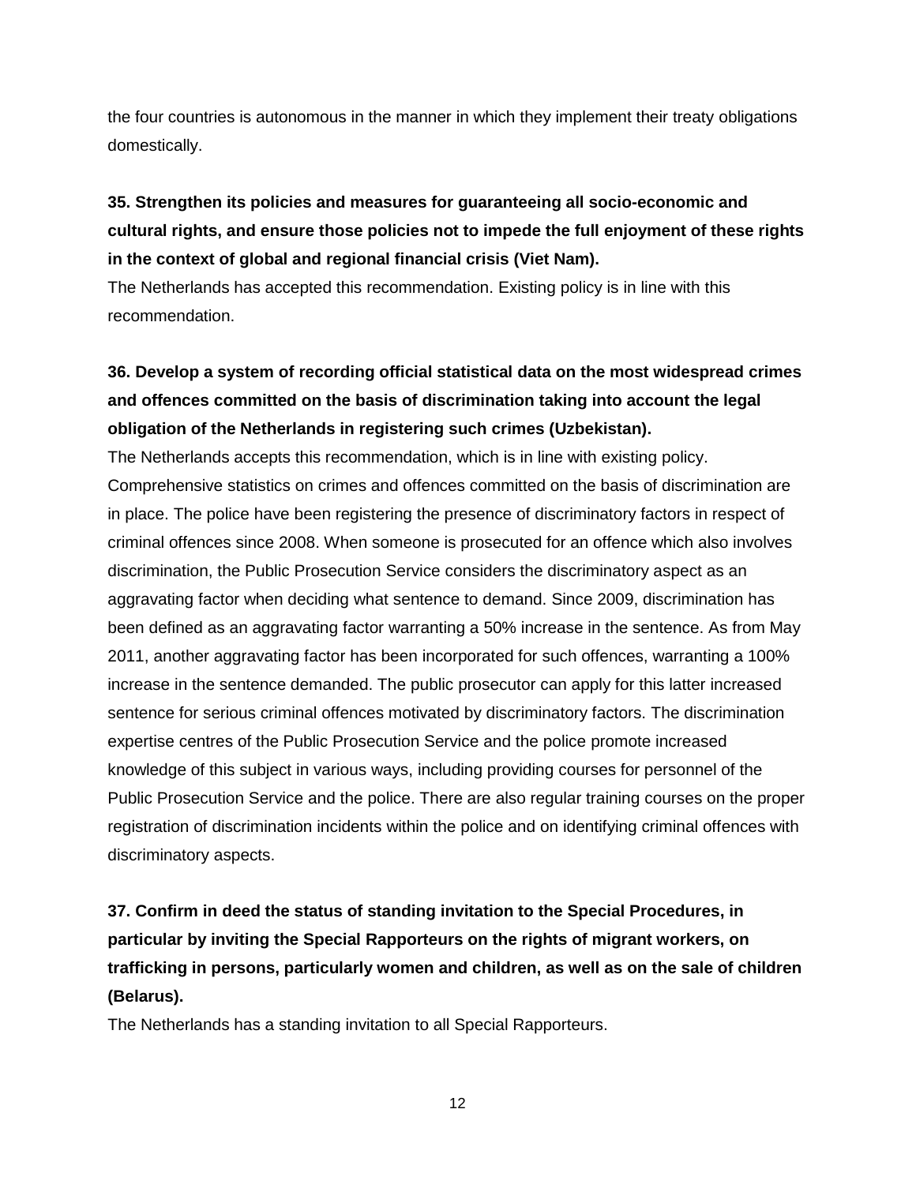the four countries is autonomous in the manner in which they implement their treaty obligations domestically.

**35. Strengthen its policies and measures for guaranteeing all socio-economic and cultural rights, and ensure those policies not to impede the full enjoyment of these rights in the context of global and regional financial crisis (Viet Nam).**

The Netherlands has accepted this recommendation. Existing policy is in line with this recommendation.

**36. Develop a system of recording official statistical data on the most widespread crimes and offences committed on the basis of discrimination taking into account the legal obligation of the Netherlands in registering such crimes (Uzbekistan).**

The Netherlands accepts this recommendation, which is in line with existing policy. Comprehensive statistics on crimes and offences committed on the basis of discrimination are in place. The police have been registering the presence of discriminatory factors in respect of criminal offences since 2008. When someone is prosecuted for an offence which also involves discrimination, the Public Prosecution Service considers the discriminatory aspect as an aggravating factor when deciding what sentence to demand. Since 2009, discrimination has been defined as an aggravating factor warranting a 50% increase in the sentence. As from May 2011, another aggravating factor has been incorporated for such offences, warranting a 100% increase in the sentence demanded. The public prosecutor can apply for this latter increased sentence for serious criminal offences motivated by discriminatory factors. The discrimination expertise centres of the Public Prosecution Service and the police promote increased knowledge of this subject in various ways, including providing courses for personnel of the Public Prosecution Service and the police. There are also regular training courses on the proper registration of discrimination incidents within the police and on identifying criminal offences with discriminatory aspects.

**37. Confirm in deed the status of standing invitation to the Special Procedures, in particular by inviting the Special Rapporteurs on the rights of migrant workers, on trafficking in persons, particularly women and children, as well as on the sale of children (Belarus).**

The Netherlands has a standing invitation to all Special Rapporteurs.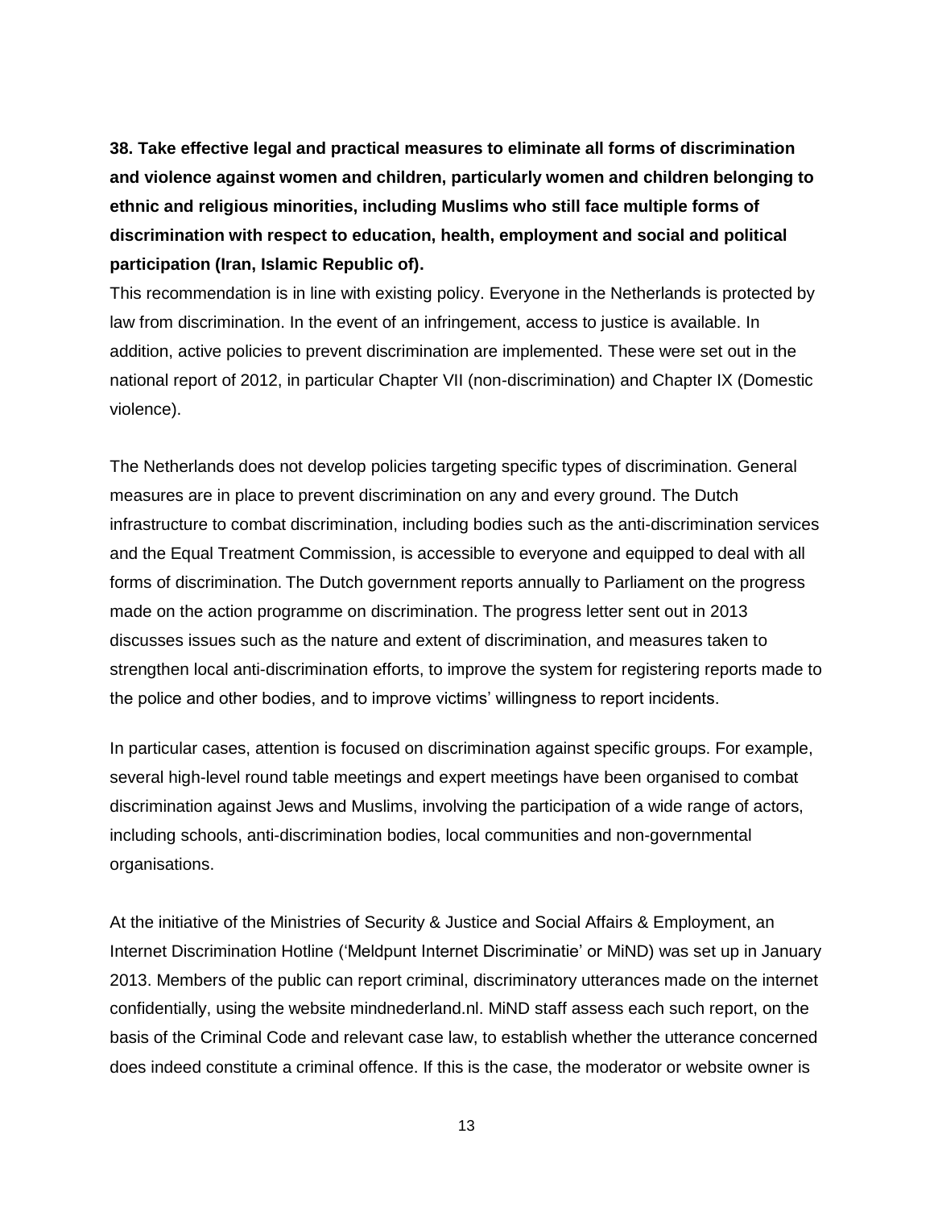**38. Take effective legal and practical measures to eliminate all forms of discrimination and violence against women and children, particularly women and children belonging to ethnic and religious minorities, including Muslims who still face multiple forms of discrimination with respect to education, health, employment and social and political participation (Iran, Islamic Republic of).**

This recommendation is in line with existing policy. Everyone in the Netherlands is protected by law from discrimination. In the event of an infringement, access to justice is available. In addition, active policies to prevent discrimination are implemented. These were set out in the national report of 2012, in particular Chapter VII (non-discrimination) and Chapter IX (Domestic violence).

The Netherlands does not develop policies targeting specific types of discrimination. General measures are in place to prevent discrimination on any and every ground. The Dutch infrastructure to combat discrimination, including bodies such as the anti-discrimination services and the Equal Treatment Commission, is accessible to everyone and equipped to deal with all forms of discrimination. The Dutch government reports annually to Parliament on the progress made on the action programme on discrimination. The progress letter sent out in 2013 discusses issues such as the nature and extent of discrimination, and measures taken to strengthen local anti-discrimination efforts, to improve the system for registering reports made to the police and other bodies, and to improve victims' willingness to report incidents.

In particular cases, attention is focused on discrimination against specific groups. For example, several high-level round table meetings and expert meetings have been organised to combat discrimination against Jews and Muslims, involving the participation of a wide range of actors, including schools, anti-discrimination bodies, local communities and non-governmental organisations.

At the initiative of the Ministries of Security & Justice and Social Affairs & Employment, an Internet Discrimination Hotline ('Meldpunt Internet Discriminatie' or MiND) was set up in January 2013. Members of the public can report criminal, discriminatory utterances made on the internet confidentially, using the website mindnederland.nl. MiND staff assess each such report, on the basis of the Criminal Code and relevant case law, to establish whether the utterance concerned does indeed constitute a criminal offence. If this is the case, the moderator or website owner is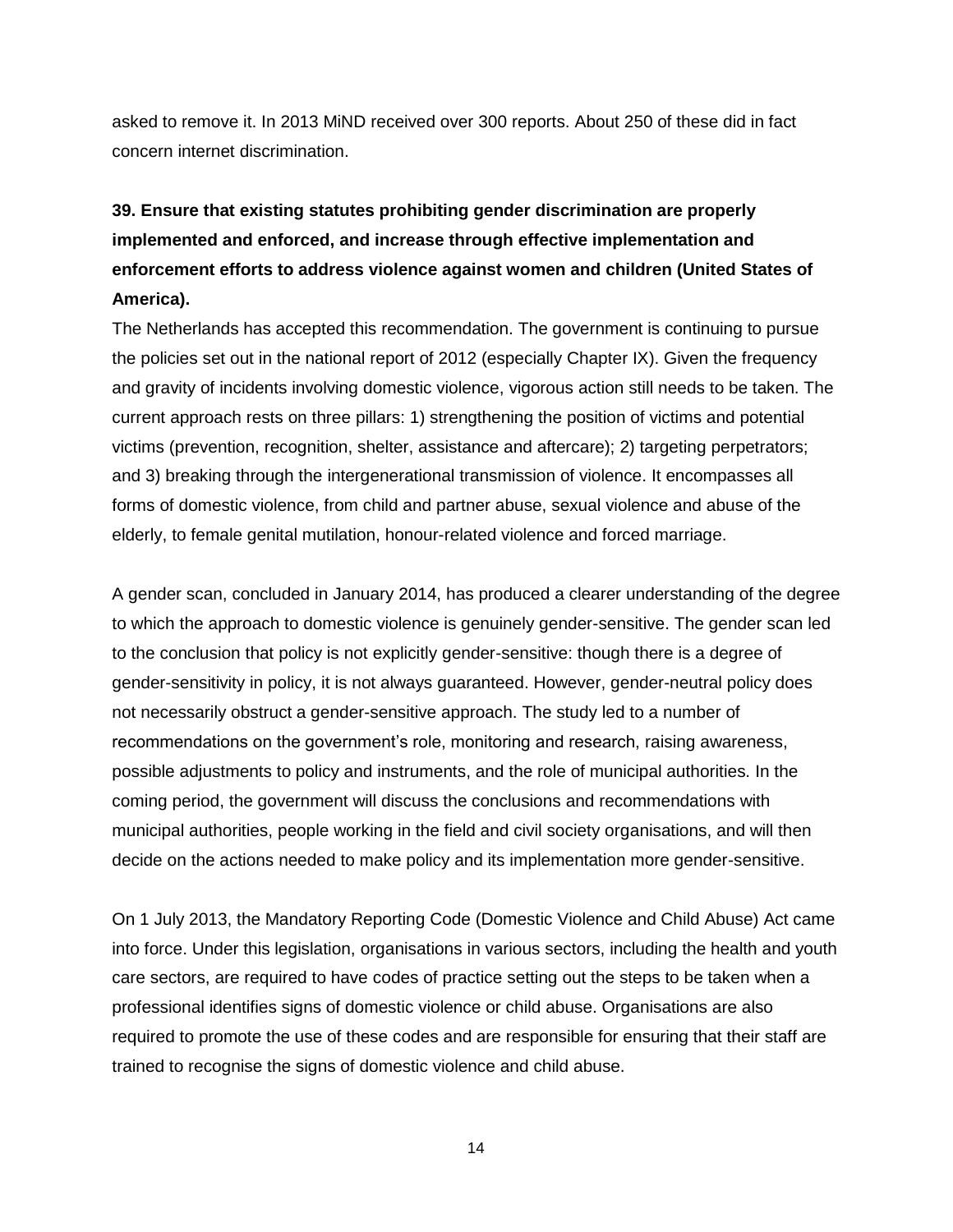asked to remove it. In 2013 MiND received over 300 reports. About 250 of these did in fact concern internet discrimination.

**39. Ensure that existing statutes prohibiting gender discrimination are properly implemented and enforced, and increase through effective implementation and enforcement efforts to address violence against women and children (United States of America).**

The Netherlands has accepted this recommendation. The government is continuing to pursue the policies set out in the national report of 2012 (especially Chapter IX). Given the frequency and gravity of incidents involving domestic violence, vigorous action still needs to be taken. The current approach rests on three pillars: 1) strengthening the position of victims and potential victims (prevention, recognition, shelter, assistance and aftercare); 2) targeting perpetrators; and 3) breaking through the intergenerational transmission of violence. It encompasses all forms of domestic violence, from child and partner abuse, sexual violence and abuse of the elderly, to female genital mutilation, honour-related violence and forced marriage.

A gender scan, concluded in January 2014, has produced a clearer understanding of the degree to which the approach to domestic violence is genuinely gender-sensitive. The gender scan led to the conclusion that policy is not explicitly gender-sensitive: though there is a degree of gender-sensitivity in policy, it is not always guaranteed. However, gender-neutral policy does not necessarily obstruct a gender-sensitive approach. The study led to a number of recommendations on the government's role, monitoring and research, raising awareness, possible adjustments to policy and instruments, and the role of municipal authorities. In the coming period, the government will discuss the conclusions and recommendations with municipal authorities, people working in the field and civil society organisations, and will then decide on the actions needed to make policy and its implementation more gender-sensitive.

On 1 July 2013, the Mandatory Reporting Code (Domestic Violence and Child Abuse) Act came into force. Under this legislation, organisations in various sectors, including the health and youth care sectors, are required to have codes of practice setting out the steps to be taken when a professional identifies signs of domestic violence or child abuse. Organisations are also required to promote the use of these codes and are responsible for ensuring that their staff are trained to recognise the signs of domestic violence and child abuse.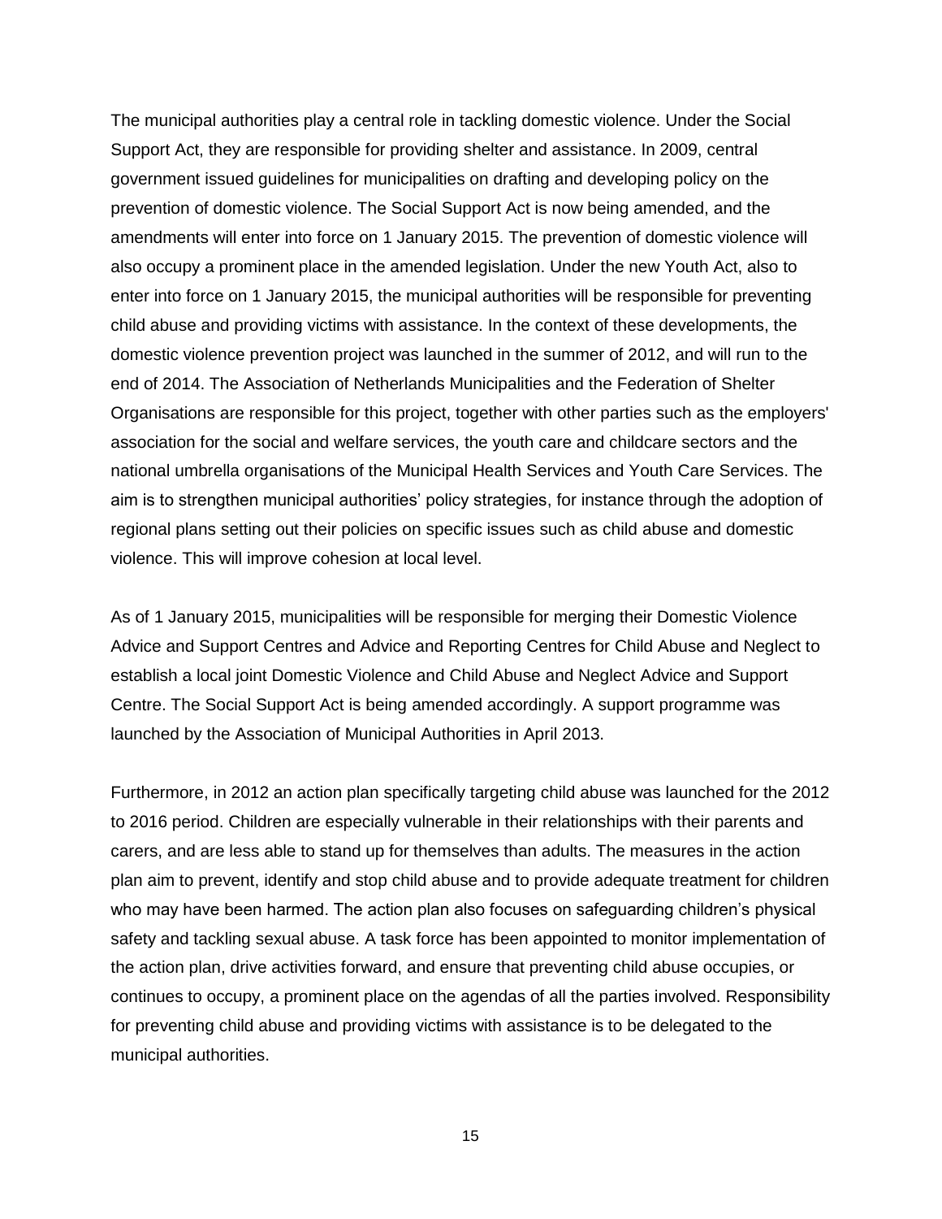The municipal authorities play a central role in tackling domestic violence. Under the Social Support Act, they are responsible for providing shelter and assistance. In 2009, central government issued guidelines for municipalities on drafting and developing policy on the prevention of domestic violence. The Social Support Act is now being amended, and the amendments will enter into force on 1 January 2015. The prevention of domestic violence will also occupy a prominent place in the amended legislation. Under the new Youth Act, also to enter into force on 1 January 2015, the municipal authorities will be responsible for preventing child abuse and providing victims with assistance. In the context of these developments, the domestic violence prevention project was launched in the summer of 2012, and will run to the end of 2014. The Association of Netherlands Municipalities and the Federation of Shelter Organisations are responsible for this project, together with other parties such as the employers' association for the social and welfare services, the youth care and childcare sectors and the national umbrella organisations of the Municipal Health Services and Youth Care Services. The aim is to strengthen municipal authorities' policy strategies, for instance through the adoption of regional plans setting out their policies on specific issues such as child abuse and domestic violence. This will improve cohesion at local level.

As of 1 January 2015, municipalities will be responsible for merging their Domestic Violence Advice and Support Centres and Advice and Reporting Centres for Child Abuse and Neglect to establish a local joint Domestic Violence and Child Abuse and Neglect Advice and Support Centre. The Social Support Act is being amended accordingly. A support programme was launched by the Association of Municipal Authorities in April 2013.

Furthermore, in 2012 an action plan specifically targeting child abuse was launched for the 2012 to 2016 period. Children are especially vulnerable in their relationships with their parents and carers, and are less able to stand up for themselves than adults. The measures in the action plan aim to prevent, identify and stop child abuse and to provide adequate treatment for children who may have been harmed. The action plan also focuses on safeguarding children's physical safety and tackling sexual abuse. A task force has been appointed to monitor implementation of the action plan, drive activities forward, and ensure that preventing child abuse occupies, or continues to occupy, a prominent place on the agendas of all the parties involved. Responsibility for preventing child abuse and providing victims with assistance is to be delegated to the municipal authorities.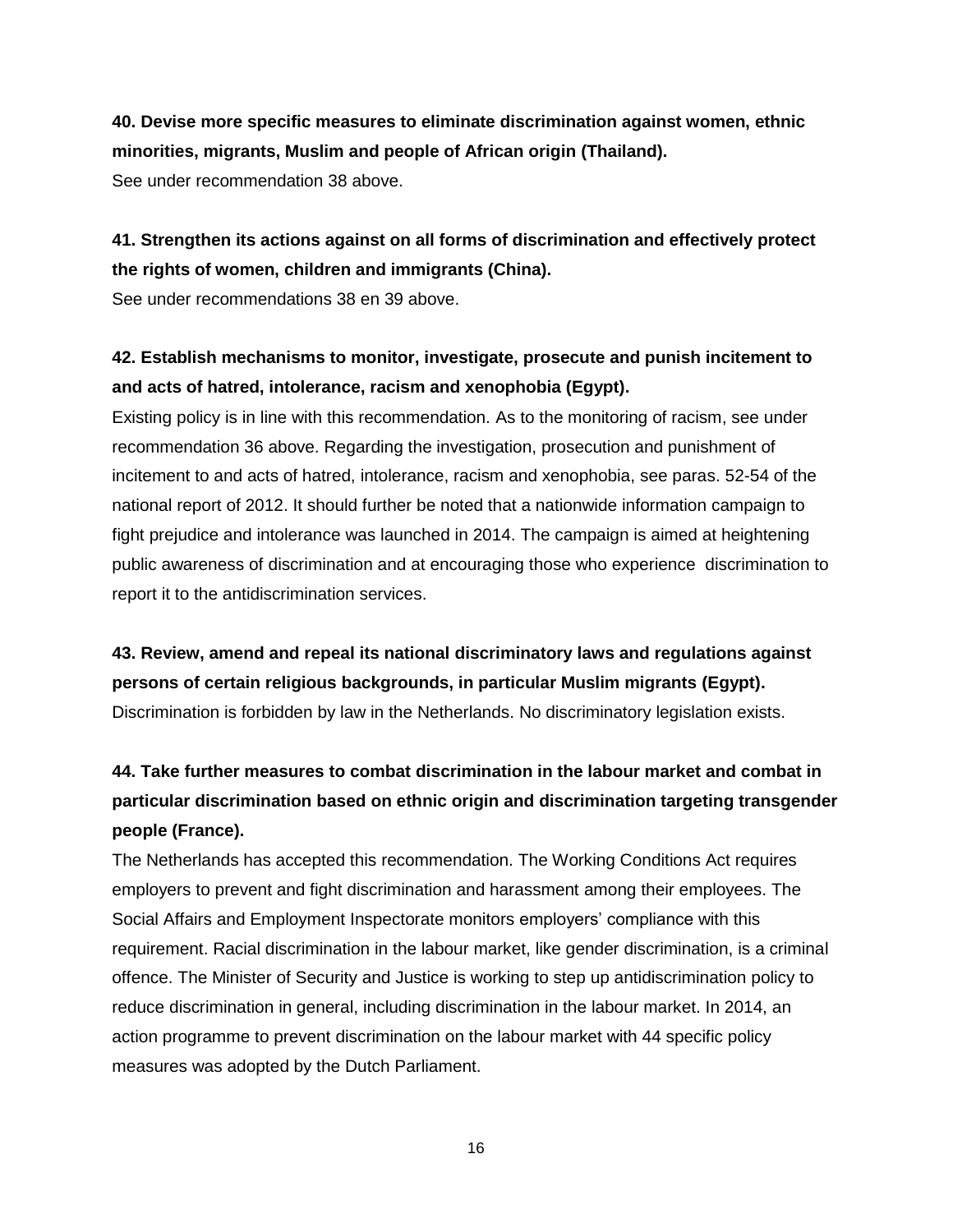**40. Devise more specific measures to eliminate discrimination against women, ethnic minorities, migrants, Muslim and people of African origin (Thailand).**

See under recommendation 38 above.

**41. Strengthen its actions against on all forms of discrimination and effectively protect the rights of women, children and immigrants (China).**

See under recommendations 38 en 39 above.

**42. Establish mechanisms to monitor, investigate, prosecute and punish incitement to and acts of hatred, intolerance, racism and xenophobia (Egypt).**

Existing policy is in line with this recommendation. As to the monitoring of racism, see under recommendation 36 above. Regarding the investigation, prosecution and punishment of incitement to and acts of hatred, intolerance, racism and xenophobia, see paras. 52-54 of the national report of 2012. It should further be noted that a nationwide information campaign to fight prejudice and intolerance was launched in 2014. The campaign is aimed at heightening public awareness of discrimination and at encouraging those who experience discrimination to report it to the antidiscrimination services.

**43. Review, amend and repeal its national discriminatory laws and regulations against persons of certain religious backgrounds, in particular Muslim migrants (Egypt).**

Discrimination is forbidden by law in the Netherlands. No discriminatory legislation exists.

**44. Take further measures to combat discrimination in the labour market and combat in particular discrimination based on ethnic origin and discrimination targeting transgender people (France).**

The Netherlands has accepted this recommendation. The Working Conditions Act requires employers to prevent and fight discrimination and harassment among their employees. The Social Affairs and Employment Inspectorate monitors employers' compliance with this requirement. Racial discrimination in the labour market, like gender discrimination, is a criminal offence. The Minister of Security and Justice is working to step up antidiscrimination policy to reduce discrimination in general, including discrimination in the labour market. In 2014, an action programme to prevent discrimination on the labour market with 44 specific policy measures was adopted by the Dutch Parliament.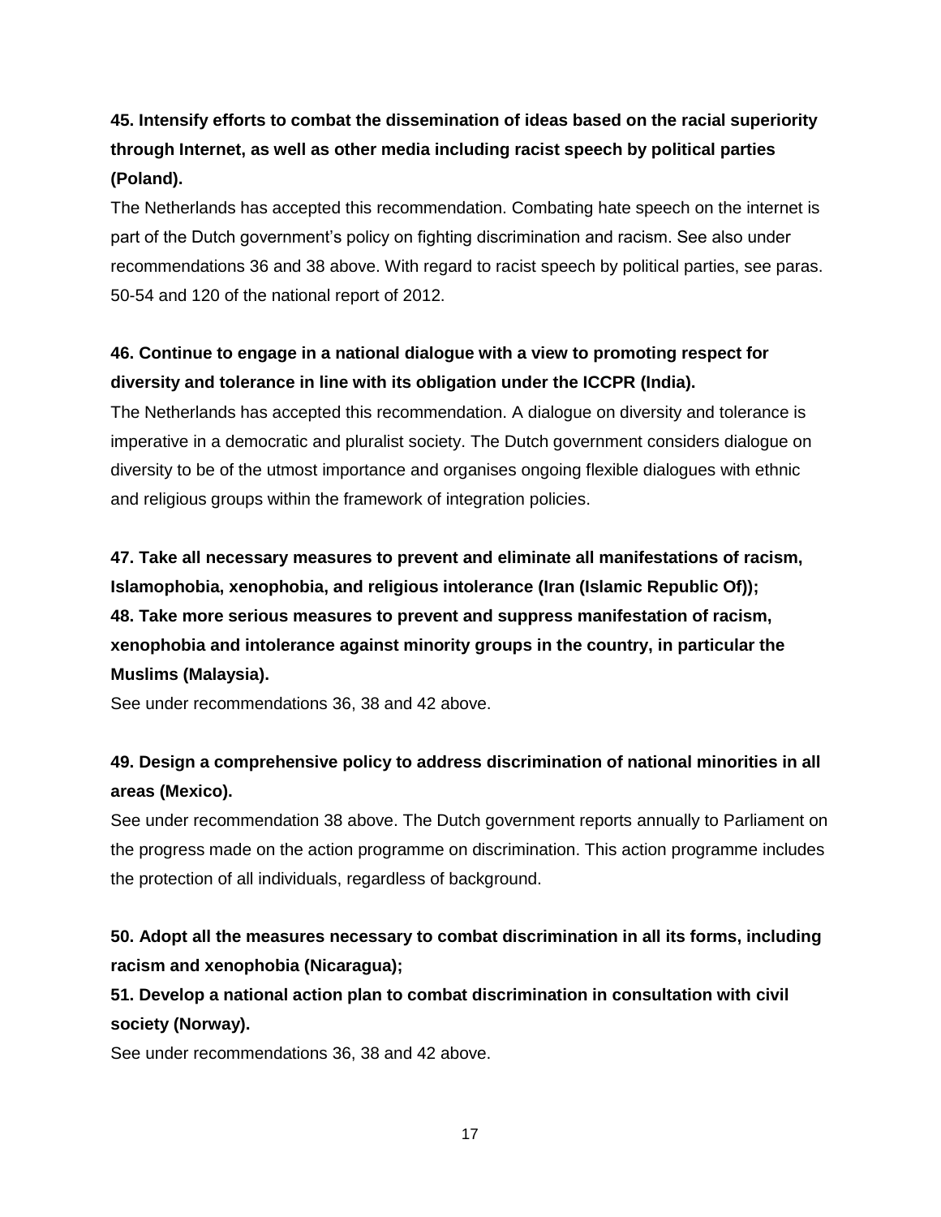**45. Intensify efforts to combat the dissemination of ideas based on the racial superiority through Internet, as well as other media including racist speech by political parties (Poland).**

The Netherlands has accepted this recommendation. Combating hate speech on the internet is part of the Dutch government's policy on fighting discrimination and racism. See also under recommendations 36 and 38 above. With regard to racist speech by political parties, see paras. 50-54 and 120 of the national report of 2012.

**46. Continue to engage in a national dialogue with a view to promoting respect for diversity and tolerance in line with its obligation under the ICCPR (India).**

The Netherlands has accepted this recommendation. A dialogue on diversity and tolerance is imperative in a democratic and pluralist society. The Dutch government considers dialogue on diversity to be of the utmost importance and organises ongoing flexible dialogues with ethnic and religious groups within the framework of integration policies.

**47. Take all necessary measures to prevent and eliminate all manifestations of racism, Islamophobia, xenophobia, and religious intolerance (Iran (Islamic Republic Of));**

**48. Take more serious measures to prevent and suppress manifestation of racism, xenophobia and intolerance against minority groups in the country, in particular the Muslims (Malaysia).**

See under recommendations 36, 38 and 42 above.

**49. Design a comprehensive policy to address discrimination of national minorities in all areas (Mexico).**

See under recommendation 38 above. The Dutch government reports annually to Parliament on the progress made on the action programme on discrimination. This action programme includes the protection of all individuals, regardless of background.

**50. Adopt all the measures necessary to combat discrimination in all its forms, including racism and xenophobia (Nicaragua);**

**51. Develop a national action plan to combat discrimination in consultation with civil society (Norway).**

See under recommendations 36, 38 and 42 above.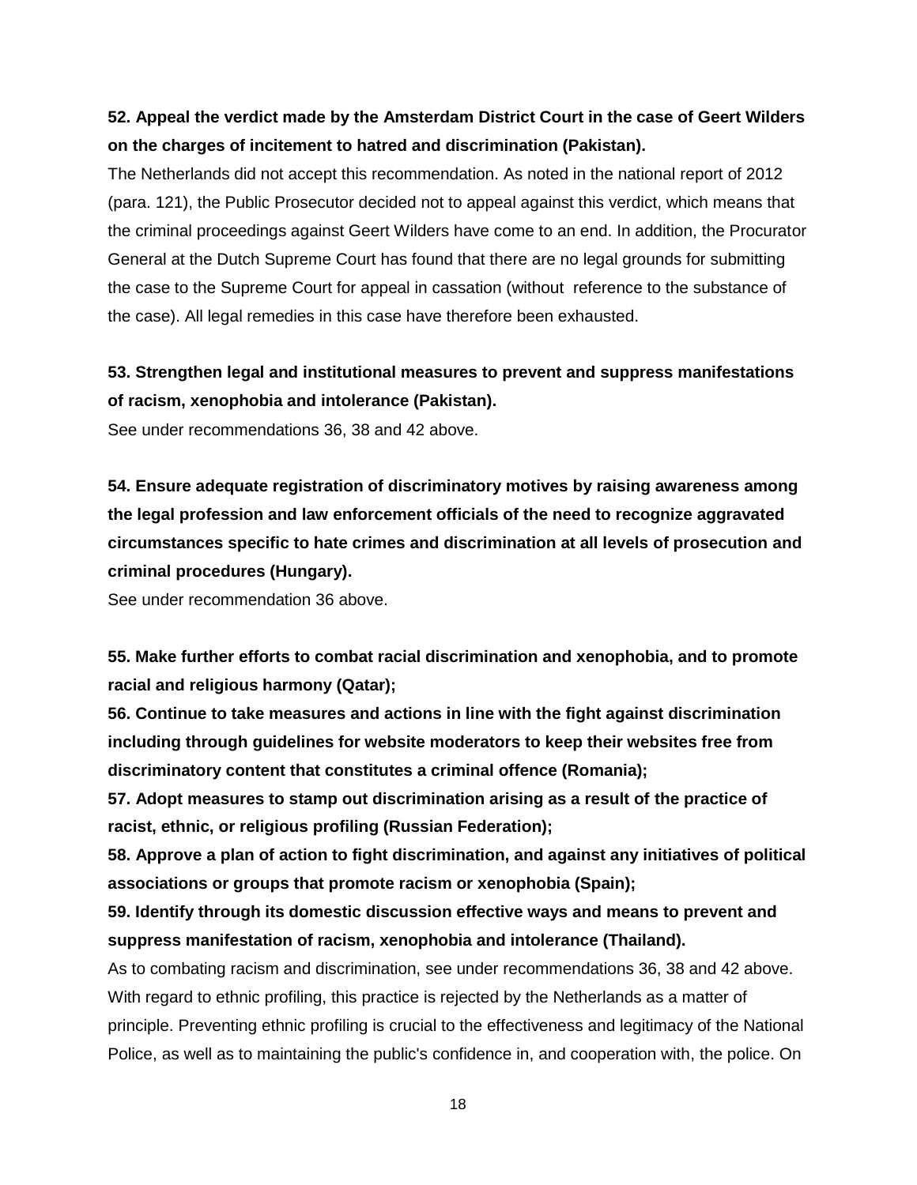**52. Appeal the verdict made by the Amsterdam District Court in the case of Geert Wilders on the charges of incitement to hatred and discrimination (Pakistan).**

The Netherlands did not accept this recommendation. As noted in the national report of 2012 (para. 121), the Public Prosecutor decided not to appeal against this verdict, which means that the criminal proceedings against Geert Wilders have come to an end. In addition, the Procurator General at the Dutch Supreme Court has found that there are no legal grounds for submitting the case to the Supreme Court for appeal in cassation (without reference to the substance of the case). All legal remedies in this case have therefore been exhausted.

**53. Strengthen legal and institutional measures to prevent and suppress manifestations of racism, xenophobia and intolerance (Pakistan).**

See under recommendations 36, 38 and 42 above.

**54. Ensure adequate registration of discriminatory motives by raising awareness among the legal profession and law enforcement officials of the need to recognize aggravated circumstances specific to hate crimes and discrimination at all levels of prosecution and criminal procedures (Hungary).**

See under recommendation 36 above.

**55. Make further efforts to combat racial discrimination and xenophobia, and to promote racial and religious harmony (Qatar);**

**56. Continue to take measures and actions in line with the fight against discrimination including through guidelines for website moderators to keep their websites free from discriminatory content that constitutes a criminal offence (Romania);**

**57. Adopt measures to stamp out discrimination arising as a result of the practice of racist, ethnic, or religious profiling (Russian Federation);**

**58. Approve a plan of action to fight discrimination, and against any initiatives of political associations or groups that promote racism or xenophobia (Spain);**

**59. Identify through its domestic discussion effective ways and means to prevent and suppress manifestation of racism, xenophobia and intolerance (Thailand).**

As to combating racism and discrimination, see under recommendations 36, 38 and 42 above. With regard to ethnic profiling, this practice is rejected by the Netherlands as a matter of principle. Preventing ethnic profiling is crucial to the effectiveness and legitimacy of the National Police, as well as to maintaining the public's confidence in, and cooperation with, the police. On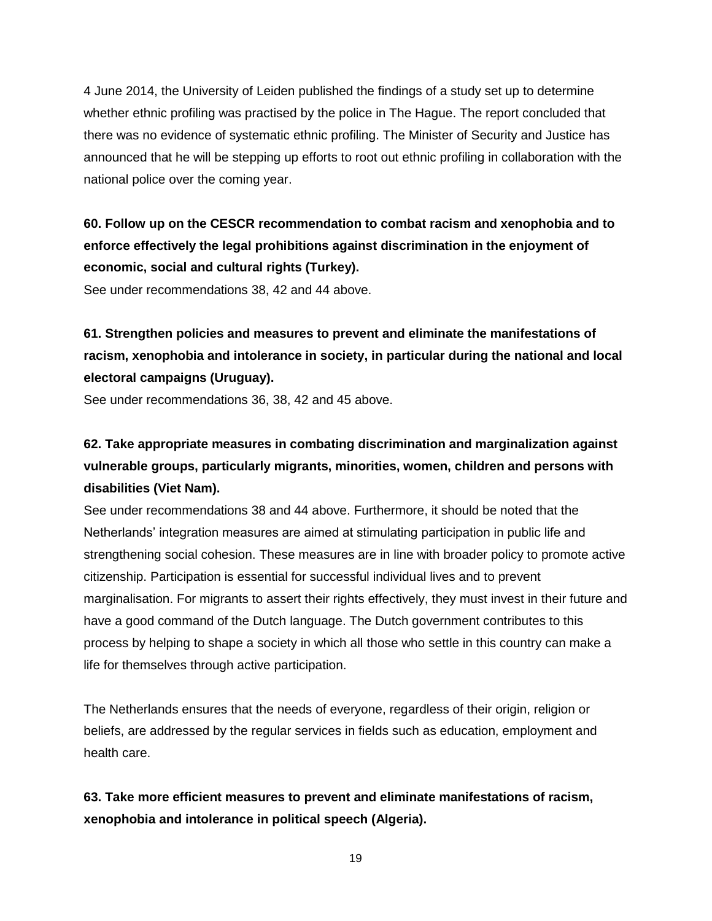4 June 2014, the University of Leiden published the findings of a study set up to determine whether ethnic profiling was practised by the police in The Hague. The report concluded that there was no evidence of systematic ethnic profiling. The Minister of Security and Justice has announced that he will be stepping up efforts to root out ethnic profiling in collaboration with the national police over the coming year.

**60. Follow up on the CESCR recommendation to combat racism and xenophobia and to enforce effectively the legal prohibitions against discrimination in the enjoyment of economic, social and cultural rights (Turkey).**

See under recommendations 38, 42 and 44 above.

**61. Strengthen policies and measures to prevent and eliminate the manifestations of racism, xenophobia and intolerance in society, in particular during the national and local electoral campaigns (Uruguay).**

See under recommendations 36, 38, 42 and 45 above.

**62. Take appropriate measures in combating discrimination and marginalization against vulnerable groups, particularly migrants, minorities, women, children and persons with disabilities (Viet Nam).**

See under recommendations 38 and 44 above. Furthermore, it should be noted that the Netherlands' integration measures are aimed at stimulating participation in public life and strengthening social cohesion. These measures are in line with broader policy to promote active citizenship. Participation is essential for successful individual lives and to prevent marginalisation. For migrants to assert their rights effectively, they must invest in their future and have a good command of the Dutch language. The Dutch government contributes to this process by helping to shape a society in which all those who settle in this country can make a life for themselves through active participation.

The Netherlands ensures that the needs of everyone, regardless of their origin, religion or beliefs, are addressed by the regular services in fields such as education, employment and health care.

**63. Take more efficient measures to prevent and eliminate manifestations of racism, xenophobia and intolerance in political speech (Algeria).**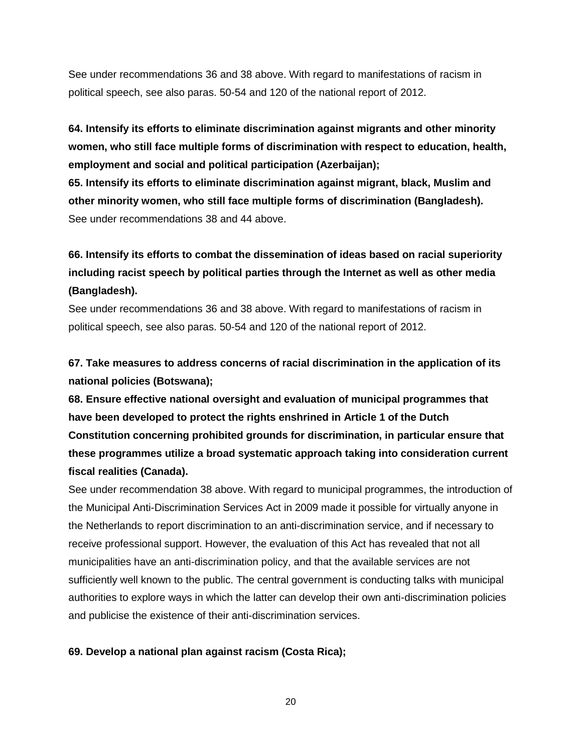See under recommendations 36 and 38 above. With regard to manifestations of racism in political speech, see also paras. 50-54 and 120 of the national report of 2012.

**64. Intensify its efforts to eliminate discrimination against migrants and other minority women, who still face multiple forms of discrimination with respect to education, health, employment and social and political participation (Azerbaijan);**

**65. Intensify its efforts to eliminate discrimination against migrant, black, Muslim and other minority women, who still face multiple forms of discrimination (Bangladesh).**

See under recommendations 38 and 44 above.

**66. Intensify its efforts to combat the dissemination of ideas based on racial superiority including racist speech by political parties through the Internet as well as other media (Bangladesh).**

See under recommendations 36 and 38 above. With regard to manifestations of racism in political speech, see also paras. 50-54 and 120 of the national report of 2012.

**67. Take measures to address concerns of racial discrimination in the application of its national policies (Botswana);**

**68. Ensure effective national oversight and evaluation of municipal programmes that have been developed to protect the rights enshrined in Article 1 of the Dutch Constitution concerning prohibited grounds for discrimination, in particular ensure that these programmes utilize a broad systematic approach taking into consideration current fiscal realities (Canada).**

See under recommendation 38 above. With regard to municipal programmes, the introduction of the Municipal Anti-Discrimination Services Act in 2009 made it possible for virtually anyone in the Netherlands to report discrimination to an anti-discrimination service, and if necessary to receive professional support. However, the evaluation of this Act has revealed that not all municipalities have an anti-discrimination policy, and that the available services are not sufficiently well known to the public. The central government is conducting talks with municipal authorities to explore ways in which the latter can develop their own anti-discrimination policies and publicise the existence of their anti-discrimination services.

**69. Develop a national plan against racism (Costa Rica);**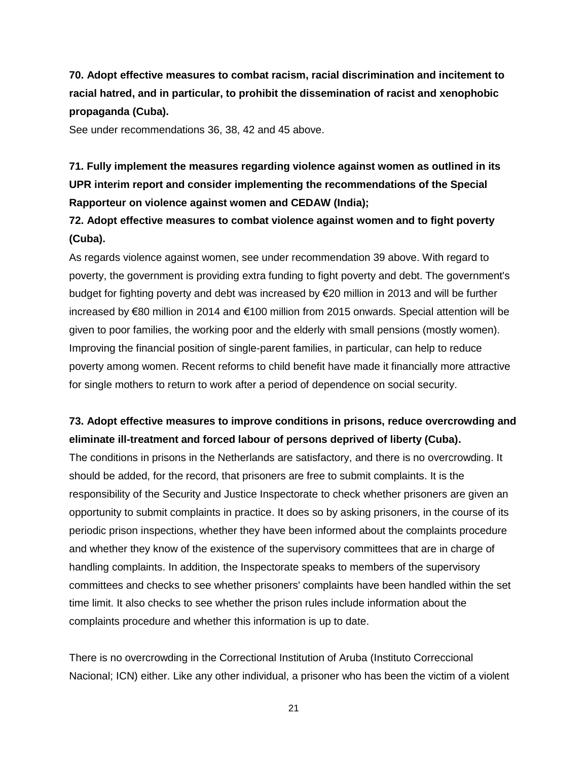**70. Adopt effective measures to combat racism, racial discrimination and incitement to racial hatred, and in particular, to prohibit the dissemination of racist and xenophobic propaganda (Cuba).**

See under recommendations 36, 38, 42 and 45 above.

**71. Fully implement the measures regarding violence against women as outlined in its UPR interim report and consider implementing the recommendations of the Special Rapporteur on violence against women and CEDAW (India);**

**72. Adopt effective measures to combat violence against women and to fight poverty (Cuba).**

As regards violence against women, see under recommendation 39 above. With regard to poverty, the government is providing extra funding to fight poverty and debt. The government's budget for fighting poverty and debt was increased by €20 million in 2013 and will be further increased by €80 million in 2014 and €100 million from 2015 onwards. Special attention will be given to poor families, the working poor and the elderly with small pensions (mostly women). Improving the financial position of single-parent families, in particular, can help to reduce poverty among women. Recent reforms to child benefit have made it financially more attractive for single mothers to return to work after a period of dependence on social security.

**73. Adopt effective measures to improve conditions in prisons, reduce overcrowding and eliminate ill-treatment and forced labour of persons deprived of liberty (Cuba).**

The conditions in prisons in the Netherlands are satisfactory, and there is no overcrowding. It should be added, for the record, that prisoners are free to submit complaints. It is the responsibility of the Security and Justice Inspectorate to check whether prisoners are given an opportunity to submit complaints in practice. It does so by asking prisoners, in the course of its periodic prison inspections, whether they have been informed about the complaints procedure and whether they know of the existence of the supervisory committees that are in charge of handling complaints. In addition, the Inspectorate speaks to members of the supervisory committees and checks to see whether prisoners' complaints have been handled within the set time limit. It also checks to see whether the prison rules include information about the complaints procedure and whether this information is up to date.

There is no overcrowding in the Correctional Institution of Aruba (Instituto Correccional Nacional; ICN) either. Like any other individual, a prisoner who has been the victim of a violent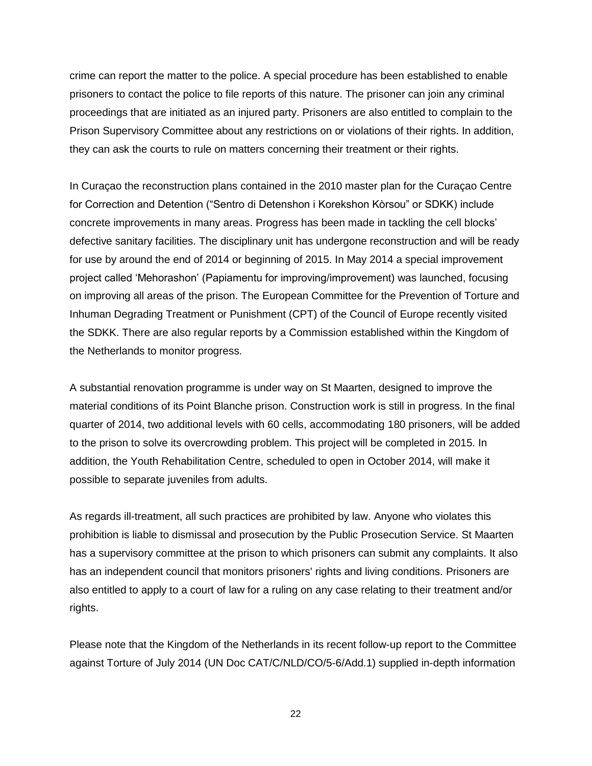crime can report the matter to the police. A special procedure has been established to enable prisoners to contact the police to file reports of this nature. The prisoner can join any criminal proceedings that are initiated as an injured party. Prisoners are also entitled to complain to the Prison Supervisory Committee about any restrictions on or violations of their rights. In addition, they can ask the courts to rule on matters concerning their treatment or their rights.

In Curaçao the reconstruction plans contained in the 2010 master plan for the Curaçao Centre for Correction and Detention ("Sentro di Detenshon i Korekshon Kòrsou" or SDKK) include concrete improvements in many areas. Progress has been made in tackling the cell blocks' defective sanitary facilities. The disciplinary unit has undergone reconstruction and will be ready for use by around the end of 2014 or beginning of 2015. In May 2014 a special improvement project called 'Mehorashon' (Papiamentu for improving/improvement) was launched, focusing on improving all areas of the prison. The European Committee for the Prevention of Torture and Inhuman Degrading Treatment or Punishment (CPT) of the Council of Europe recently visited the SDKK. There are also regular reports by a Commission established within the Kingdom of the Netherlands to monitor progress.

A substantial renovation programme is under way on St Maarten, designed to improve the material conditions of its Point Blanche prison. Construction work is still in progress. In the final quarter of 2014, two additional levels with 60 cells, accommodating 180 prisoners, will be added to the prison to solve its overcrowding problem. This project will be completed in 2015. In addition, the Youth Rehabilitation Centre, scheduled to open in October 2014, will make it possible to separate juveniles from adults.

As regards ill-treatment, all such practices are prohibited by law. Anyone who violates this prohibition is liable to dismissal and prosecution by the Public Prosecution Service. St Maarten has a supervisory committee at the prison to which prisoners can submit any complaints. It also has an independent council that monitors prisoners' rights and living conditions. Prisoners are also entitled to apply to a court of law for a ruling on any case relating to their treatment and/or rights.

Please note that the Kingdom of the Netherlands in its recent follow-up report to the Committee against Torture of July 2014 (UN Doc CAT/C/NLD/CO/5-6/Add.1) supplied in-depth information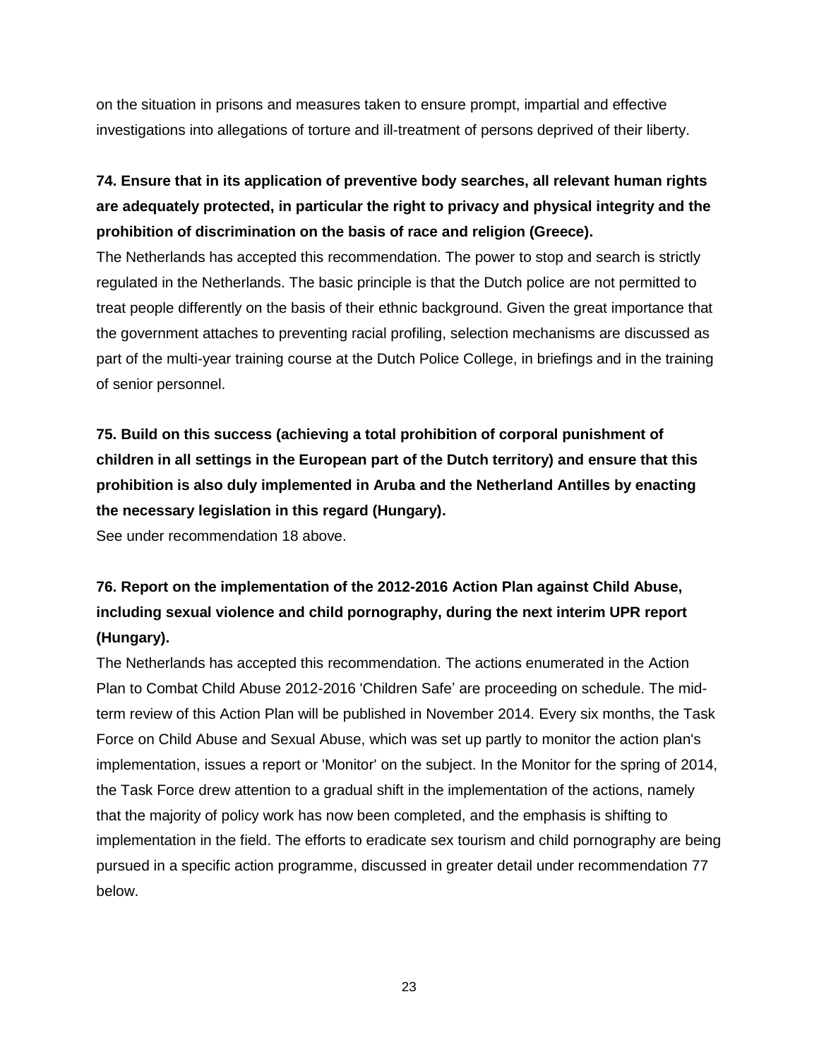on the situation in prisons and measures taken to ensure prompt, impartial and effective investigations into allegations of torture and ill-treatment of persons deprived of their liberty.

**74. Ensure that in its application of preventive body searches, all relevant human rights are adequately protected, in particular the right to privacy and physical integrity and the prohibition of discrimination on the basis of race and religion (Greece).**

The Netherlands has accepted this recommendation. The power to stop and search is strictly regulated in the Netherlands. The basic principle is that the Dutch police are not permitted to treat people differently on the basis of their ethnic background. Given the great importance that the government attaches to preventing racial profiling, selection mechanisms are discussed as part of the multi-year training course at the Dutch Police College, in briefings and in the training of senior personnel.

**75. Build on this success (achieving a total prohibition of corporal punishment of children in all settings in the European part of the Dutch territory) and ensure that this prohibition is also duly implemented in Aruba and the Netherland Antilles by enacting the necessary legislation in this regard (Hungary).**

See under recommendation 18 above.

**76. Report on the implementation of the 2012-2016 Action Plan against Child Abuse, including sexual violence and child pornography, during the next interim UPR report (Hungary).**

The Netherlands has accepted this recommendation. The actions enumerated in the Action Plan to Combat Child Abuse 2012-2016 'Children Safe' are proceeding on schedule. The mid-term review of this Action Plan will be published in November 2014. Every six months, the Task Force on Child Abuse and Sexual Abuse, which was set up partly to monitor the action plan's implementation, issues a report or 'Monitor' on the subject. In the Monitor for the spring of 2014, the Task Force drew attention to a gradual shift in the implementation of the actions, namely that the majority of policy work has now been completed, and the emphasis is shifting to implementation in the field. The efforts to eradicate sex tourism and child pornography are being pursued in a specific action programme, discussed in greater detail under recommendation 77 below.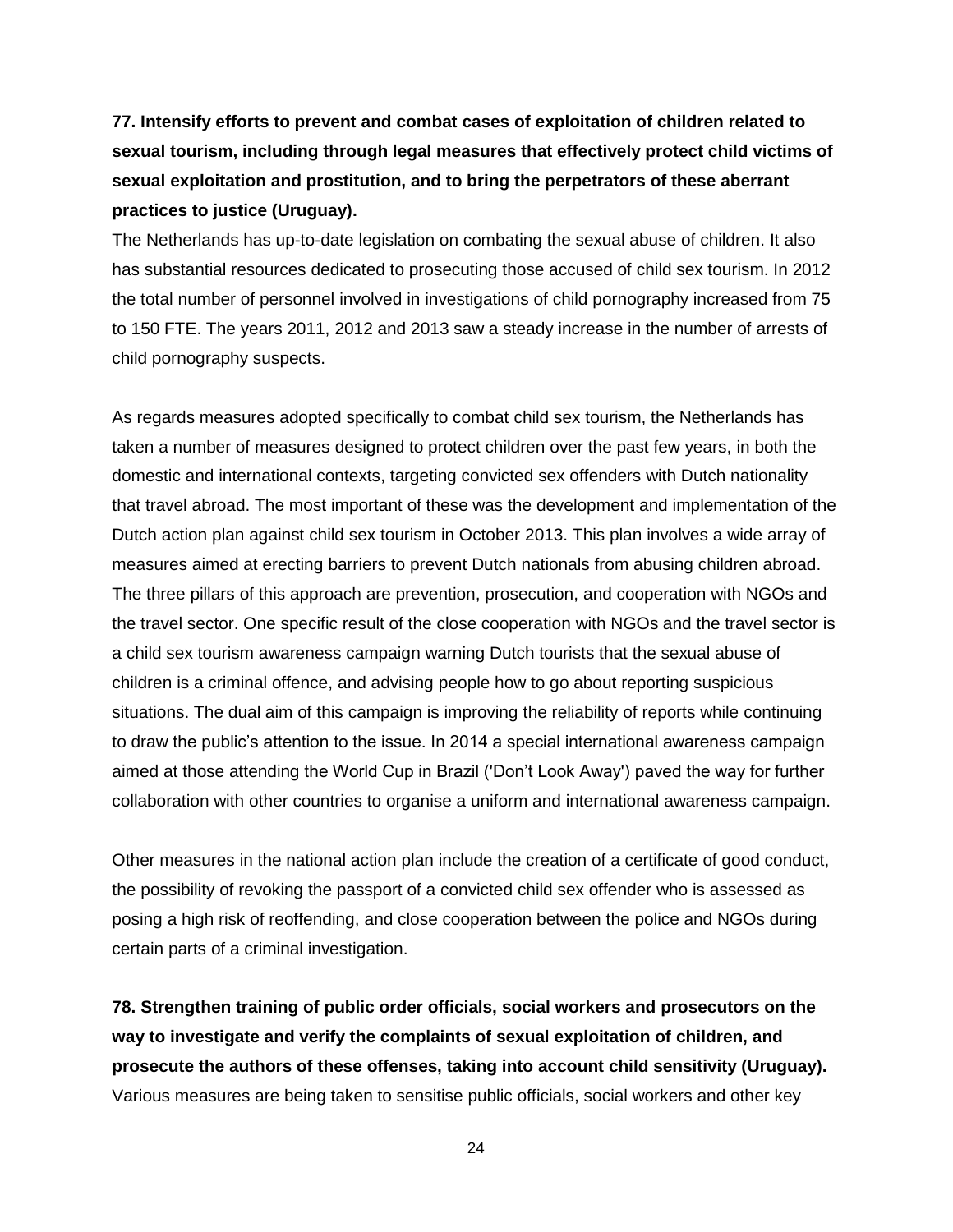**77. Intensify efforts to prevent and combat cases of exploitation of children related to sexual tourism, including through legal measures that effectively protect child victims of sexual exploitation and prostitution, and to bring the perpetrators of these aberrant practices to justice (Uruguay).**

The Netherlands has up-to-date legislation on combating the sexual abuse of children. It also has substantial resources dedicated to prosecuting those accused of child sex tourism. In 2012 the total number of personnel involved in investigations of child pornography increased from 75 to 150 FTE. The years 2011, 2012 and 2013 saw a steady increase in the number of arrests of child pornography suspects.

As regards measures adopted specifically to combat child sex tourism, the Netherlands has taken a number of measures designed to protect children over the past few years, in both the domestic and international contexts, targeting convicted sex offenders with Dutch nationality that travel abroad. The most important of these was the development and implementation of the Dutch action plan against child sex tourism in October 2013. This plan involves a wide array of measures aimed at erecting barriers to prevent Dutch nationals from abusing children abroad. The three pillars of this approach are prevention, prosecution, and cooperation with NGOs and the travel sector. One specific result of the close cooperation with NGOs and the travel sector is a child sex tourism awareness campaign warning Dutch tourists that the sexual abuse of children is a criminal offence, and advising people how to go about reporting suspicious situations. The dual aim of this campaign is improving the reliability of reports while continuing to draw the public's attention to the issue. In 2014 a special international awareness campaign aimed at those attending the World Cup in Brazil ('Don't Look Away') paved the way for further collaboration with other countries to organise a uniform and international awareness campaign.

Other measures in the national action plan include the creation of a certificate of good conduct, the possibility of revoking the passport of a convicted child sex offender who is assessed as posing a high risk of reoffending, and close cooperation between the police and NGOs during certain parts of a criminal investigation.

**78. Strengthen training of public order officials, social workers and prosecutors on the way to investigate and verify the complaints of sexual exploitation of children, and prosecute the authors of these offenses, taking into account child sensitivity (Uruguay).**

Various measures are being taken to sensitise public officials, social workers and other key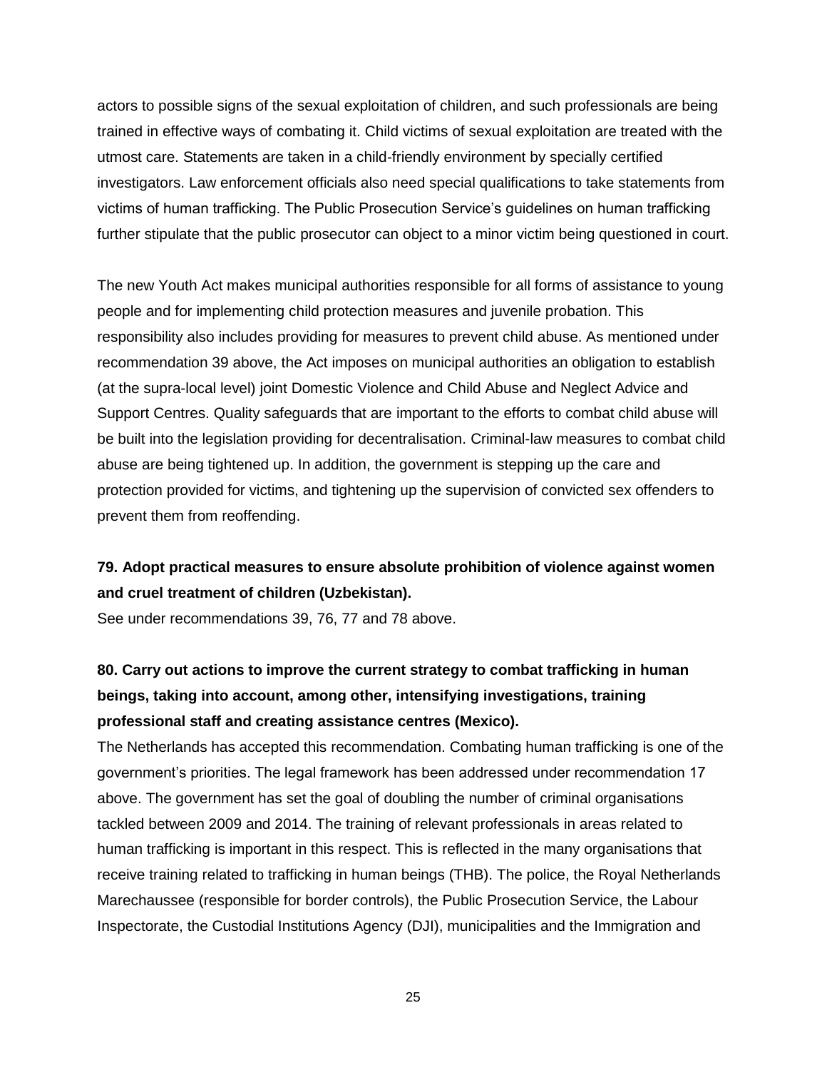actors to possible signs of the sexual exploitation of children, and such professionals are being trained in effective ways of combating it. Child victims of sexual exploitation are treated with the utmost care. Statements are taken in a child-friendly environment by specially certified investigators. Law enforcement officials also need special qualifications to take statements from victims of human trafficking. The Public Prosecution Service's guidelines on human trafficking further stipulate that the public prosecutor can object to a minor victim being questioned in court.

The new Youth Act makes municipal authorities responsible for all forms of assistance to young people and for implementing child protection measures and juvenile probation. This responsibility also includes providing for measures to prevent child abuse. As mentioned under recommendation 39 above, the Act imposes on municipal authorities an obligation to establish (at the supra-local level) joint Domestic Violence and Child Abuse and Neglect Advice and Support Centres. Quality safeguards that are important to the efforts to combat child abuse will be built into the legislation providing for decentralisation. Criminal-law measures to combat child abuse are being tightened up. In addition, the government is stepping up the care and protection provided for victims, and tightening up the supervision of convicted sex offenders to prevent them from reoffending.

**79. Adopt practical measures to ensure absolute prohibition of violence against women and cruel treatment of children (Uzbekistan).**

See under recommendations 39, 76, 77 and 78 above.

**80. Carry out actions to improve the current strategy to combat trafficking in human beings, taking into account, among other, intensifying investigations, training professional staff and creating assistance centres (Mexico).**

The Netherlands has accepted this recommendation. Combating human trafficking is one of the government's priorities. The legal framework has been addressed under recommendation 17 above. The government has set the goal of doubling the number of criminal organisations tackled between 2009 and 2014. The training of relevant professionals in areas related to human trafficking is important in this respect. This is reflected in the many organisations that receive training related to trafficking in human beings (THB). The police, the Royal Netherlands Marechaussee (responsible for border controls), the Public Prosecution Service, the Labour Inspectorate, the Custodial Institutions Agency (DJI), municipalities and the Immigration and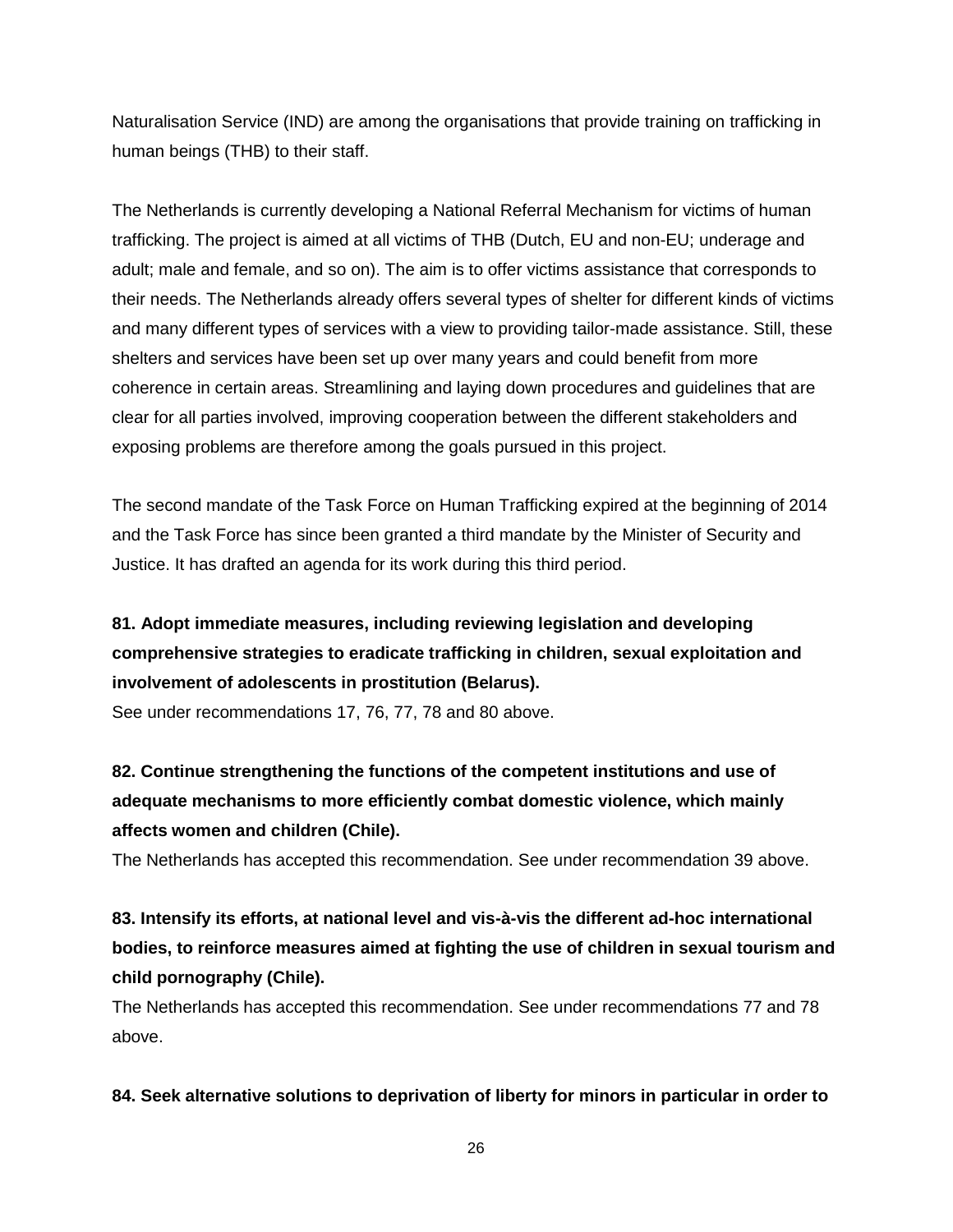Naturalisation Service (IND) are among the organisations that provide training on trafficking in human beings (THB) to their staff.

The Netherlands is currently developing a National Referral Mechanism for victims of human trafficking. The project is aimed at all victims of THB (Dutch, EU and non-EU; underage and adult; male and female, and so on). The aim is to offer victims assistance that corresponds to their needs. The Netherlands already offers several types of shelter for different kinds of victims and many different types of services with a view to providing tailor-made assistance. Still, these shelters and services have been set up over many years and could benefit from more coherence in certain areas. Streamlining and laying down procedures and guidelines that are clear for all parties involved, improving cooperation between the different stakeholders and exposing problems are therefore among the goals pursued in this project.

The second mandate of the Task Force on Human Trafficking expired at the beginning of 2014 and the Task Force has since been granted a third mandate by the Minister of Security and Justice. It has drafted an agenda for its work during this third period.

**81. Adopt immediate measures, including reviewing legislation and developing comprehensive strategies to eradicate trafficking in children, sexual exploitation and involvement of adolescents in prostitution (Belarus).**

See under recommendations 17, 76, 77, 78 and 80 above.

**82. Continue strengthening the functions of the competent institutions and use of adequate mechanisms to more efficiently combat domestic violence, which mainly affects women and children (Chile).**

The Netherlands has accepted this recommendation. See under recommendation 39 above.

**83. Intensify its efforts, at national level and vis-à-vis the different ad-hoc international bodies, to reinforce measures aimed at fighting the use of children in sexual tourism and child pornography (Chile).**

The Netherlands has accepted this recommendation. See under recommendations 77 and 78 above.

**84. Seek alternative solutions to deprivation of liberty for minors in particular in order to**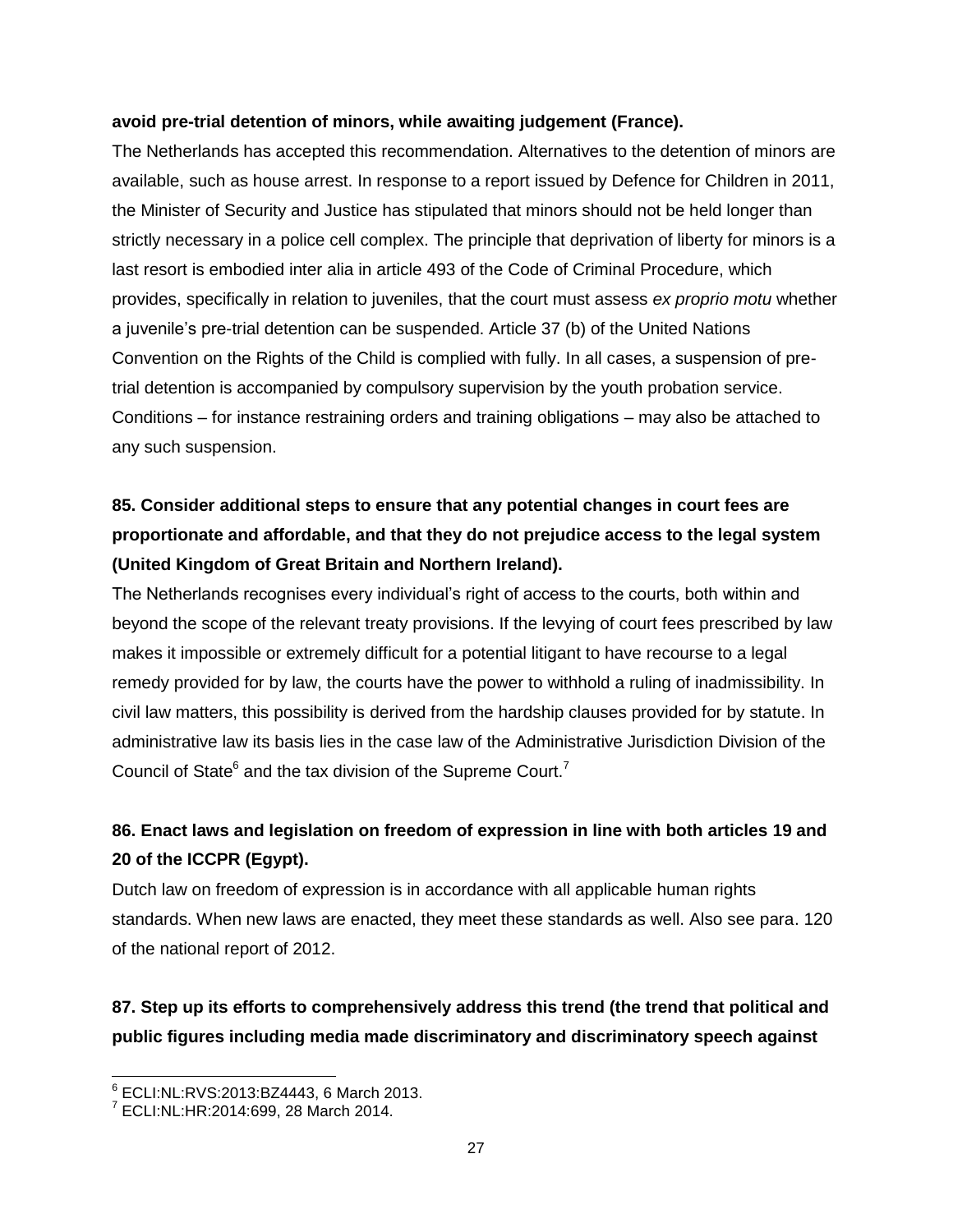**avoid pre-trial detention of minors, while awaiting judgement (France).**

The Netherlands has accepted this recommendation. Alternatives to the detention of minors are available, such as house arrest. In response to a report issued by Defence for Children in 2011, the Minister of Security and Justice has stipulated that minors should not be held longer than strictly necessary in a police cell complex. The principle that deprivation of liberty for minors is a last resort is embodied inter alia in article 493 of the Code of Criminal Procedure, which provides, specifically in relation to juveniles, that the court must assess *ex proprio motu* whether a juvenile's pre-trial detention can be suspended. Article 37 (b) of the United Nations Convention on the Rights of the Child is complied with fully. In all cases, a suspension of pre-trial detention is accompanied by compulsory supervision by the youth probation service. Conditions – for instance restraining orders and training obligations – may also be attached to any such suspension.

**85. Consider additional steps to ensure that any potential changes in court fees are proportionate and affordable, and that they do not prejudice access to the legal system (United Kingdom of Great Britain and Northern Ireland).**

The Netherlands recognises every individual's right of access to the courts, both within and beyond the scope of the relevant treaty provisions. If the levying of court fees prescribed by law makes it impossible or extremely difficult for a potential litigant to have recourse to a legal remedy provided for by law, the courts have the power to withhold a ruling of inadmissibility. In civil law matters, this possibility is derived from the hardship clauses provided for by statute. In administrative law its basis lies in the case law of the Administrative Jurisdiction Division of the Council of State[6] and the tax division of the Supreme Court.[7]

**86. Enact laws and legislation on freedom of expression in line with both articles 19 and 20 of the ICCPR (Egypt).**

Dutch law on freedom of expression is in accordance with all applicable human rights standards. When new laws are enacted, they meet these standards as well. Also see para. 120 of the national report of 2012.

**87. Step up its efforts to comprehensively address this trend (the trend that political and public figures including media made discriminatory and discriminatory speech against**

[6] ECLI:NL:RVS:2013:BZ4443, 6 March 2013.
[7] ECLI:NL:HR:2014:699, 28 March 2014.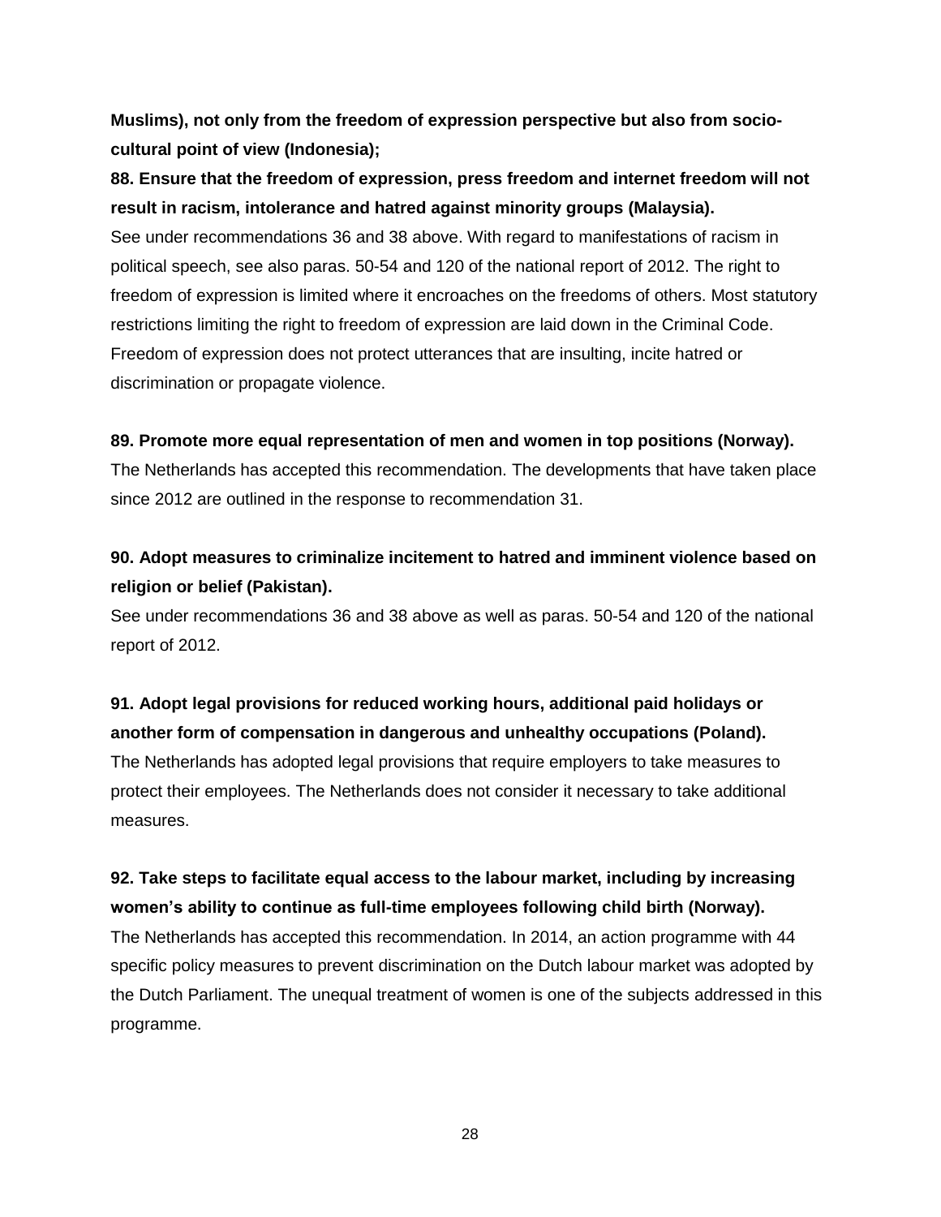**Muslims), not only from the freedom of expression perspective but also from socio-cultural point of view (Indonesia);**

**88. Ensure that the freedom of expression, press freedom and internet freedom will not result in racism, intolerance and hatred against minority groups (Malaysia).**

See under recommendations 36 and 38 above. With regard to manifestations of racism in political speech, see also paras. 50-54 and 120 of the national report of 2012. The right to freedom of expression is limited where it encroaches on the freedoms of others. Most statutory restrictions limiting the right to freedom of expression are laid down in the Criminal Code. Freedom of expression does not protect utterances that are insulting, incite hatred or discrimination or propagate violence.

**89. Promote more equal representation of men and women in top positions (Norway).**

The Netherlands has accepted this recommendation. The developments that have taken place since 2012 are outlined in the response to recommendation 31.

**90. Adopt measures to criminalize incitement to hatred and imminent violence based on religion or belief (Pakistan).**

See under recommendations 36 and 38 above as well as paras. 50-54 and 120 of the national report of 2012.

**91. Adopt legal provisions for reduced working hours, additional paid holidays or another form of compensation in dangerous and unhealthy occupations (Poland).**

The Netherlands has adopted legal provisions that require employers to take measures to protect their employees. The Netherlands does not consider it necessary to take additional measures.

**92. Take steps to facilitate equal access to the labour market, including by increasing women's ability to continue as full-time employees following child birth (Norway).**

The Netherlands has accepted this recommendation. In 2014, an action programme with 44 specific policy measures to prevent discrimination on the Dutch labour market was adopted by the Dutch Parliament. The unequal treatment of women is one of the subjects addressed in this programme.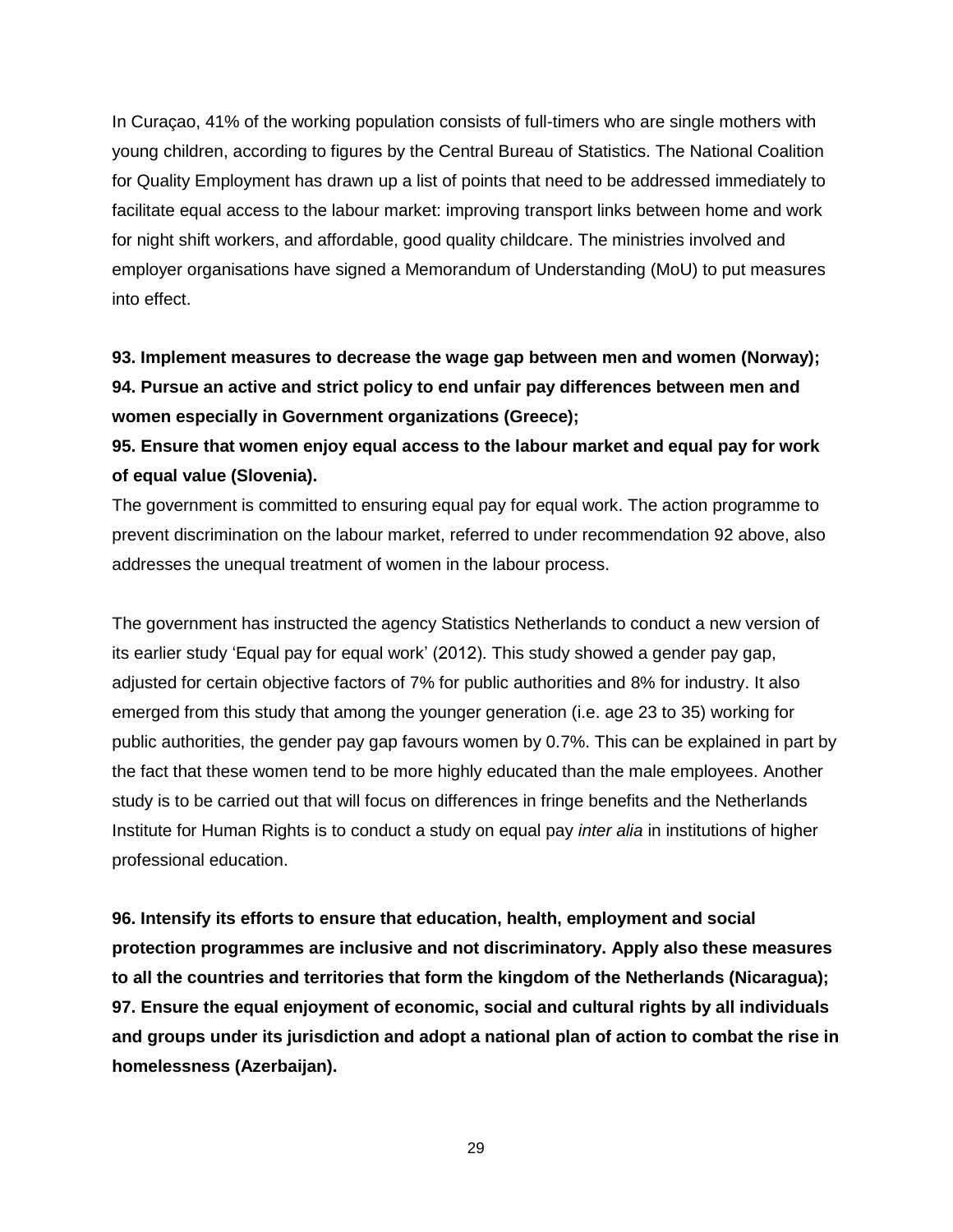In Curaçao, 41% of the working population consists of full-timers who are single mothers with young children, according to figures by the Central Bureau of Statistics. The National Coalition for Quality Employment has drawn up a list of points that need to be addressed immediately to facilitate equal access to the labour market: improving transport links between home and work for night shift workers, and affordable, good quality childcare. The ministries involved and employer organisations have signed a Memorandum of Understanding (MoU) to put measures into effect.

**93. Implement measures to decrease the wage gap between men and women (Norway);**
**94. Pursue an active and strict policy to end unfair pay differences between men and women especially in Government organizations (Greece);**
**95. Ensure that women enjoy equal access to the labour market and equal pay for work of equal value (Slovenia).**

The government is committed to ensuring equal pay for equal work. The action programme to prevent discrimination on the labour market, referred to under recommendation 92 above, also addresses the unequal treatment of women in the labour process.

The government has instructed the agency Statistics Netherlands to conduct a new version of its earlier study 'Equal pay for equal work' (2012). This study showed a gender pay gap, adjusted for certain objective factors of 7% for public authorities and 8% for industry. It also emerged from this study that among the younger generation (i.e. age 23 to 35) working for public authorities, the gender pay gap favours women by 0.7%. This can be explained in part by the fact that these women tend to be more highly educated than the male employees. Another study is to be carried out that will focus on differences in fringe benefits and the Netherlands Institute for Human Rights is to conduct a study on equal pay *inter alia* in institutions of higher professional education.

**96. Intensify its efforts to ensure that education, health, employment and social protection programmes are inclusive and not discriminatory. Apply also these measures to all the countries and territories that form the kingdom of the Netherlands (Nicaragua);**
**97. Ensure the equal enjoyment of economic, social and cultural rights by all individuals and groups under its jurisdiction and adopt a national plan of action to combat the rise in homelessness (Azerbaijan).**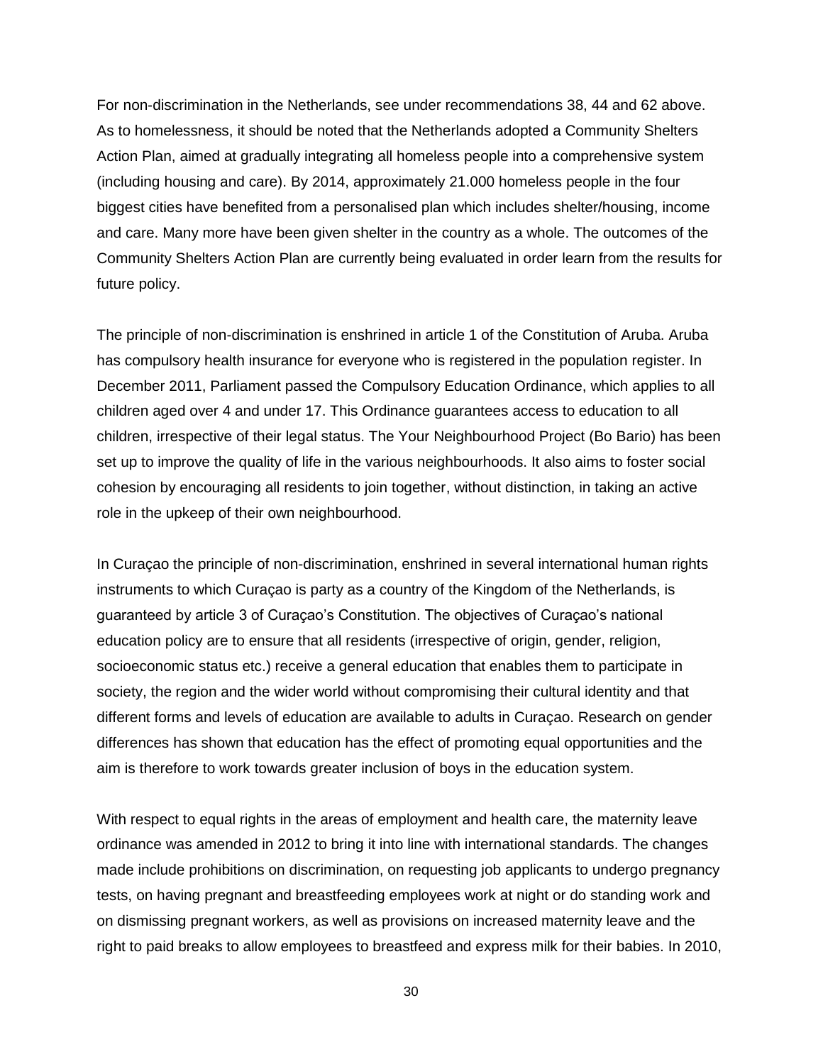For non-discrimination in the Netherlands, see under recommendations 38, 44 and 62 above. As to homelessness, it should be noted that the Netherlands adopted a Community Shelters Action Plan, aimed at gradually integrating all homeless people into a comprehensive system (including housing and care). By 2014, approximately 21.000 homeless people in the four biggest cities have benefited from a personalised plan which includes shelter/housing, income and care. Many more have been given shelter in the country as a whole. The outcomes of the Community Shelters Action Plan are currently being evaluated in order learn from the results for future policy.

The principle of non-discrimination is enshrined in article 1 of the Constitution of Aruba. Aruba has compulsory health insurance for everyone who is registered in the population register. In December 2011, Parliament passed the Compulsory Education Ordinance, which applies to all children aged over 4 and under 17. This Ordinance guarantees access to education to all children, irrespective of their legal status. The Your Neighbourhood Project (Bo Bario) has been set up to improve the quality of life in the various neighbourhoods. It also aims to foster social cohesion by encouraging all residents to join together, without distinction, in taking an active role in the upkeep of their own neighbourhood.

In Curaçao the principle of non-discrimination, enshrined in several international human rights instruments to which Curaçao is party as a country of the Kingdom of the Netherlands, is guaranteed by article 3 of Curaçao's Constitution. The objectives of Curaçao's national education policy are to ensure that all residents (irrespective of origin, gender, religion, socioeconomic status etc.) receive a general education that enables them to participate in society, the region and the wider world without compromising their cultural identity and that different forms and levels of education are available to adults in Curaçao. Research on gender differences has shown that education has the effect of promoting equal opportunities and the aim is therefore to work towards greater inclusion of boys in the education system.

With respect to equal rights in the areas of employment and health care, the maternity leave ordinance was amended in 2012 to bring it into line with international standards. The changes made include prohibitions on discrimination, on requesting job applicants to undergo pregnancy tests, on having pregnant and breastfeeding employees work at night or do standing work and on dismissing pregnant workers, as well as provisions on increased maternity leave and the right to paid breaks to allow employees to breastfeed and express milk for their babies. In 2010,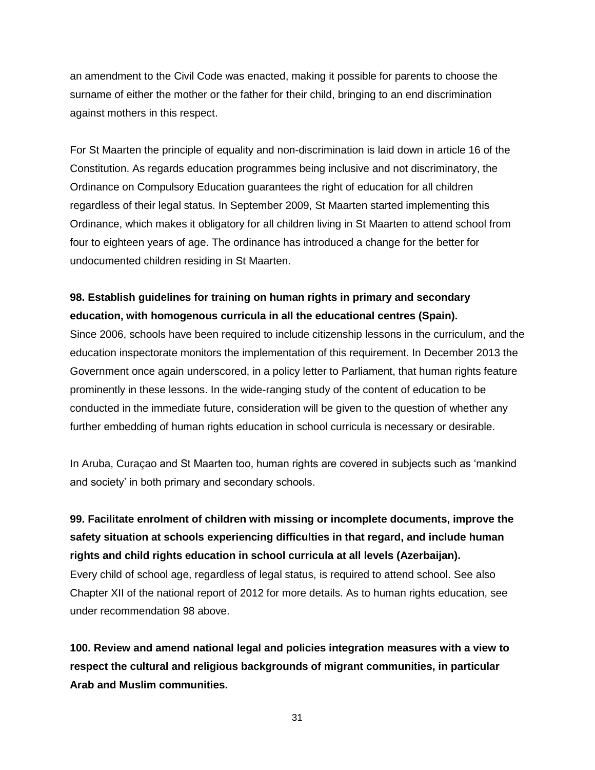an amendment to the Civil Code was enacted, making it possible for parents to choose the surname of either the mother or the father for their child, bringing to an end discrimination against mothers in this respect.

For St Maarten the principle of equality and non-discrimination is laid down in article 16 of the Constitution. As regards education programmes being inclusive and not discriminatory, the Ordinance on Compulsory Education guarantees the right of education for all children regardless of their legal status. In September 2009, St Maarten started implementing this Ordinance, which makes it obligatory for all children living in St Maarten to attend school from four to eighteen years of age. The ordinance has introduced a change for the better for undocumented children residing in St Maarten.

**98. Establish guidelines for training on human rights in primary and secondary education, with homogenous curricula in all the educational centres (Spain).**

Since 2006, schools have been required to include citizenship lessons in the curriculum, and the education inspectorate monitors the implementation of this requirement. In December 2013 the Government once again underscored, in a policy letter to Parliament, that human rights feature prominently in these lessons. In the wide-ranging study of the content of education to be conducted in the immediate future, consideration will be given to the question of whether any further embedding of human rights education in school curricula is necessary or desirable.

In Aruba, Curaçao and St Maarten too, human rights are covered in subjects such as 'mankind and society' in both primary and secondary schools.

**99. Facilitate enrolment of children with missing or incomplete documents, improve the safety situation at schools experiencing difficulties in that regard, and include human rights and child rights education in school curricula at all levels (Azerbaijan).**

Every child of school age, regardless of legal status, is required to attend school. See also Chapter XII of the national report of 2012 for more details. As to human rights education, see under recommendation 98 above.

**100. Review and amend national legal and policies integration measures with a view to respect the cultural and religious backgrounds of migrant communities, in particular Arab and Muslim communities.**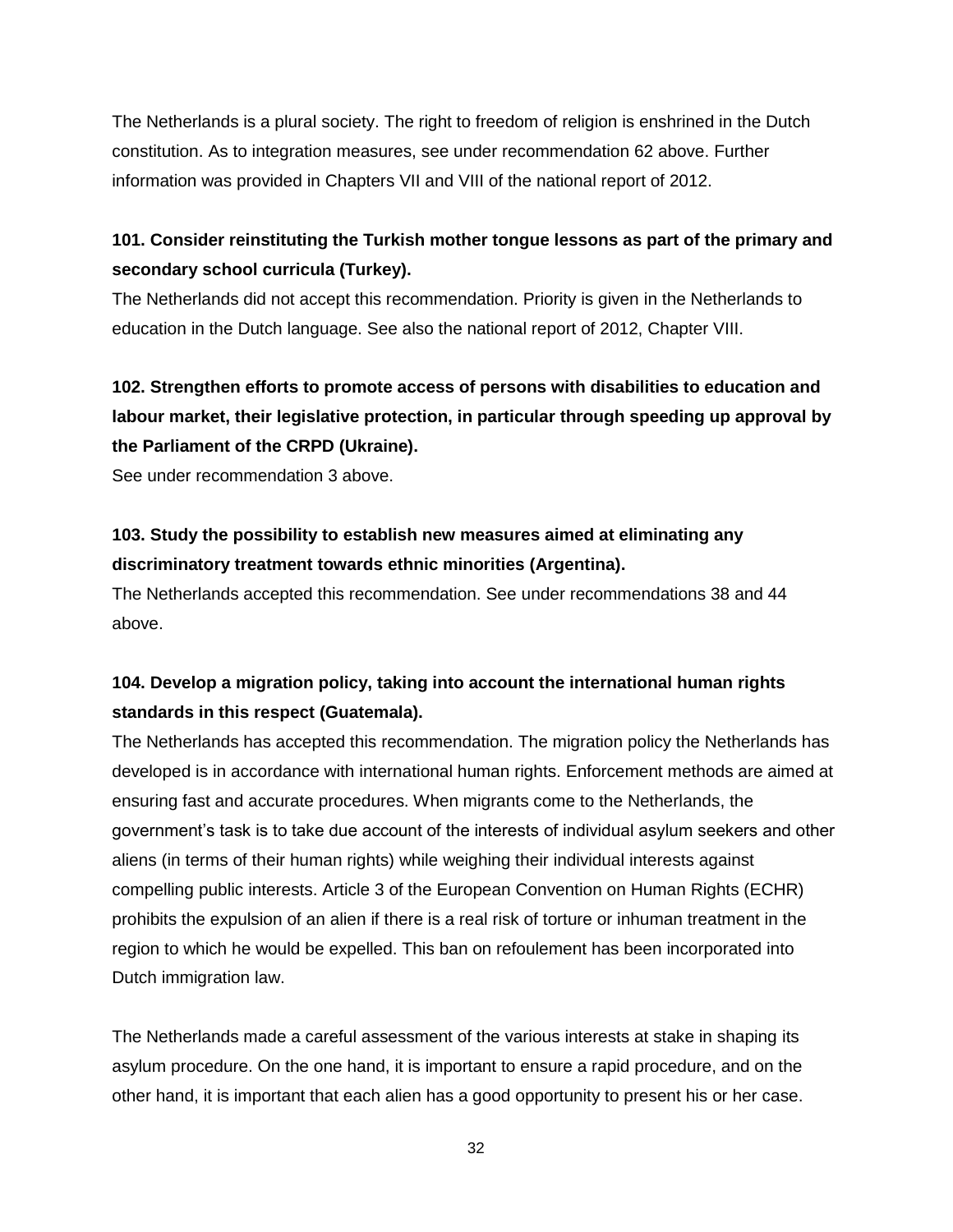The Netherlands is a plural society. The right to freedom of religion is enshrined in the Dutch constitution. As to integration measures, see under recommendation 62 above. Further information was provided in Chapters VII and VIII of the national report of 2012.

**101. Consider reinstituting the Turkish mother tongue lessons as part of the primary and secondary school curricula (Turkey).**

The Netherlands did not accept this recommendation. Priority is given in the Netherlands to education in the Dutch language. See also the national report of 2012, Chapter VIII.

**102. Strengthen efforts to promote access of persons with disabilities to education and labour market, their legislative protection, in particular through speeding up approval by the Parliament of the CRPD (Ukraine).**

See under recommendation 3 above.

**103. Study the possibility to establish new measures aimed at eliminating any discriminatory treatment towards ethnic minorities (Argentina).**

The Netherlands accepted this recommendation. See under recommendations 38 and 44 above.

**104. Develop a migration policy, taking into account the international human rights standards in this respect (Guatemala).**

The Netherlands has accepted this recommendation. The migration policy the Netherlands has developed is in accordance with international human rights. Enforcement methods are aimed at ensuring fast and accurate procedures. When migrants come to the Netherlands, the government's task is to take due account of the interests of individual asylum seekers and other aliens (in terms of their human rights) while weighing their individual interests against compelling public interests. Article 3 of the European Convention on Human Rights (ECHR) prohibits the expulsion of an alien if there is a real risk of torture or inhuman treatment in the region to which he would be expelled. This ban on refoulement has been incorporated into Dutch immigration law.

The Netherlands made a careful assessment of the various interests at stake in shaping its asylum procedure. On the one hand, it is important to ensure a rapid procedure, and on the other hand, it is important that each alien has a good opportunity to present his or her case.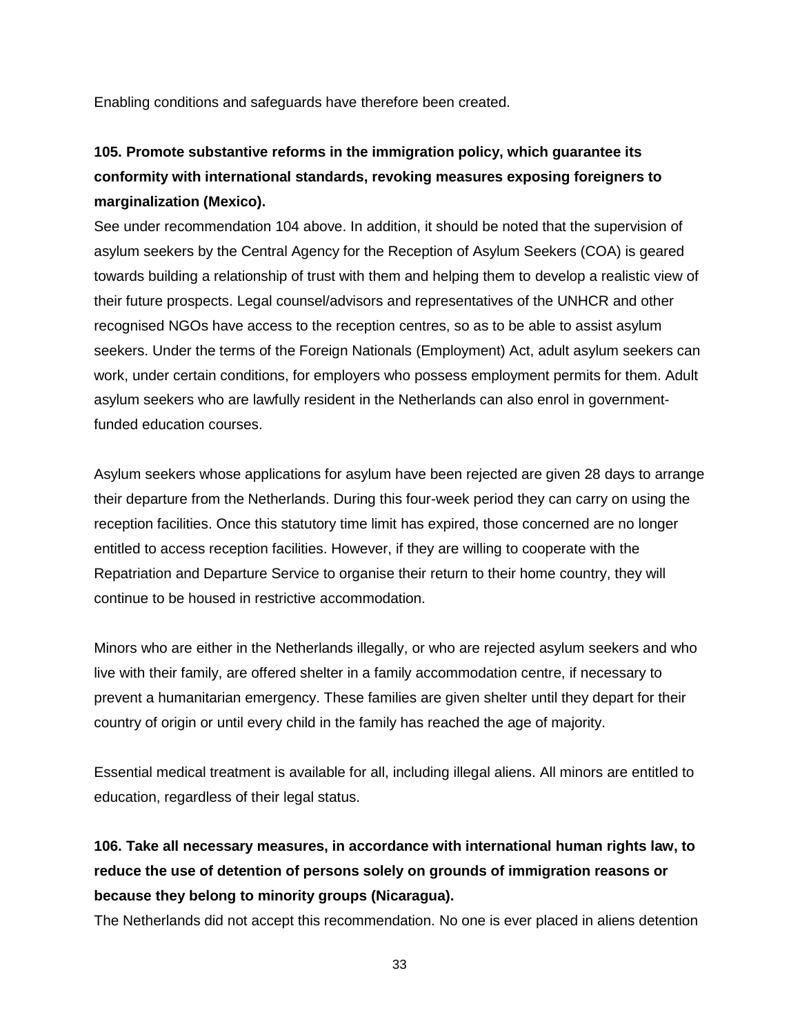Enabling conditions and safeguards have therefore been created.

**105. Promote substantive reforms in the immigration policy, which guarantee its conformity with international standards, revoking measures exposing foreigners to marginalization (Mexico).**

See under recommendation 104 above. In addition, it should be noted that the supervision of asylum seekers by the Central Agency for the Reception of Asylum Seekers (COA) is geared towards building a relationship of trust with them and helping them to develop a realistic view of their future prospects. Legal counsel/advisors and representatives of the UNHCR and other recognised NGOs have access to the reception centres, so as to be able to assist asylum seekers. Under the terms of the Foreign Nationals (Employment) Act, adult asylum seekers can work, under certain conditions, for employers who possess employment permits for them. Adult asylum seekers who are lawfully resident in the Netherlands can also enrol in government-funded education courses.

Asylum seekers whose applications for asylum have been rejected are given 28 days to arrange their departure from the Netherlands. During this four-week period they can carry on using the reception facilities. Once this statutory time limit has expired, those concerned are no longer entitled to access reception facilities. However, if they are willing to cooperate with the Repatriation and Departure Service to organise their return to their home country, they will continue to be housed in restrictive accommodation.

Minors who are either in the Netherlands illegally, or who are rejected asylum seekers and who live with their family, are offered shelter in a family accommodation centre, if necessary to prevent a humanitarian emergency. These families are given shelter until they depart for their country of origin or until every child in the family has reached the age of majority.

Essential medical treatment is available for all, including illegal aliens. All minors are entitled to education, regardless of their legal status.

**106. Take all necessary measures, in accordance with international human rights law, to reduce the use of detention of persons solely on grounds of immigration reasons or because they belong to minority groups (Nicaragua).**

The Netherlands did not accept this recommendation. No one is ever placed in aliens detention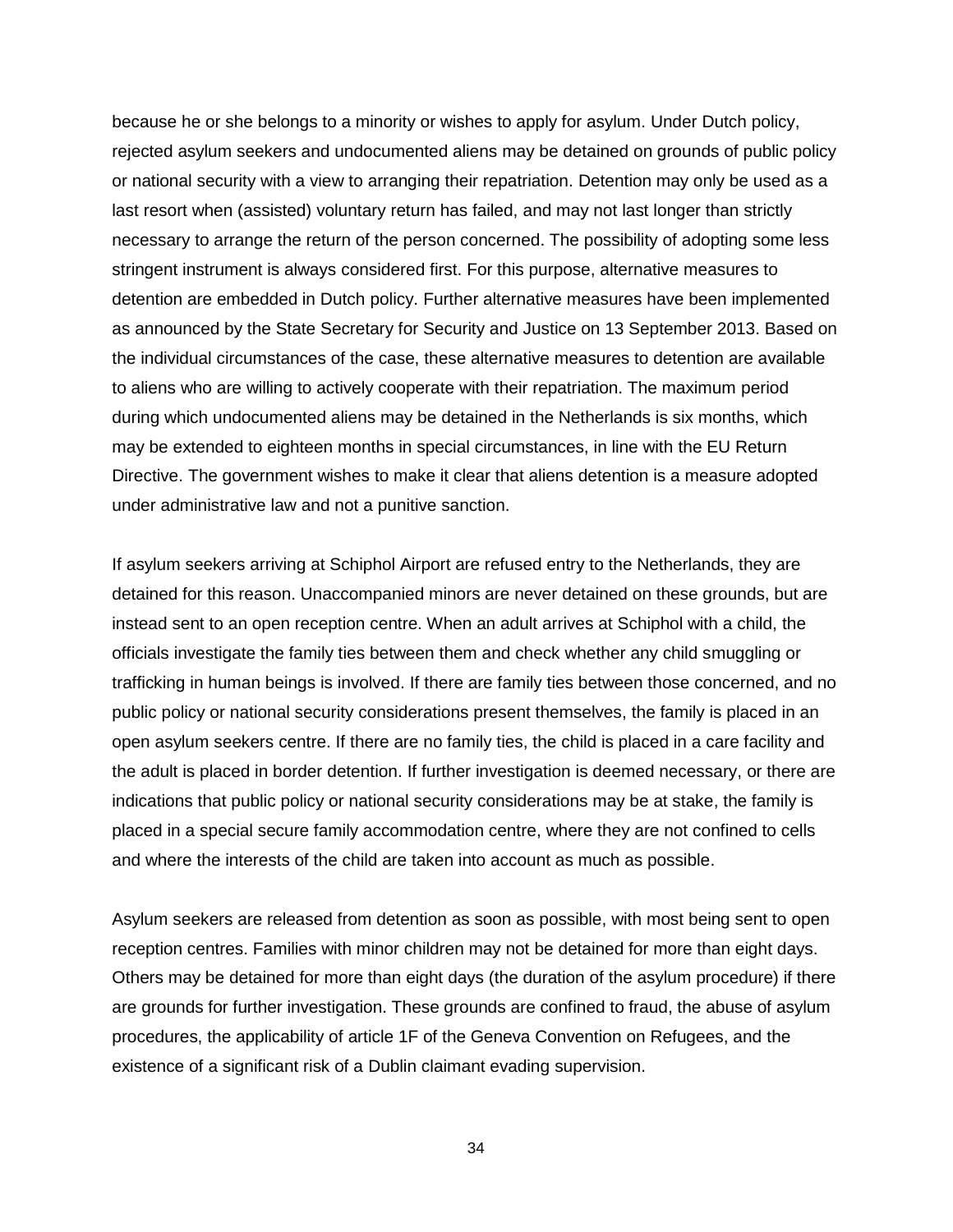because he or she belongs to a minority or wishes to apply for asylum. Under Dutch policy, rejected asylum seekers and undocumented aliens may be detained on grounds of public policy or national security with a view to arranging their repatriation. Detention may only be used as a last resort when (assisted) voluntary return has failed, and may not last longer than strictly necessary to arrange the return of the person concerned. The possibility of adopting some less stringent instrument is always considered first. For this purpose, alternative measures to detention are embedded in Dutch policy. Further alternative measures have been implemented as announced by the State Secretary for Security and Justice on 13 September 2013. Based on the individual circumstances of the case, these alternative measures to detention are available to aliens who are willing to actively cooperate with their repatriation. The maximum period during which undocumented aliens may be detained in the Netherlands is six months, which may be extended to eighteen months in special circumstances, in line with the EU Return Directive. The government wishes to make it clear that aliens detention is a measure adopted under administrative law and not a punitive sanction.

If asylum seekers arriving at Schiphol Airport are refused entry to the Netherlands, they are detained for this reason. Unaccompanied minors are never detained on these grounds, but are instead sent to an open reception centre. When an adult arrives at Schiphol with a child, the officials investigate the family ties between them and check whether any child smuggling or trafficking in human beings is involved. If there are family ties between those concerned, and no public policy or national security considerations present themselves, the family is placed in an open asylum seekers centre. If there are no family ties, the child is placed in a care facility and the adult is placed in border detention. If further investigation is deemed necessary, or there are indications that public policy or national security considerations may be at stake, the family is placed in a special secure family accommodation centre, where they are not confined to cells and where the interests of the child are taken into account as much as possible.

Asylum seekers are released from detention as soon as possible, with most being sent to open reception centres. Families with minor children may not be detained for more than eight days. Others may be detained for more than eight days (the duration of the asylum procedure) if there are grounds for further investigation. These grounds are confined to fraud, the abuse of asylum procedures, the applicability of article 1F of the Geneva Convention on Refugees, and the existence of a significant risk of a Dublin claimant evading supervision.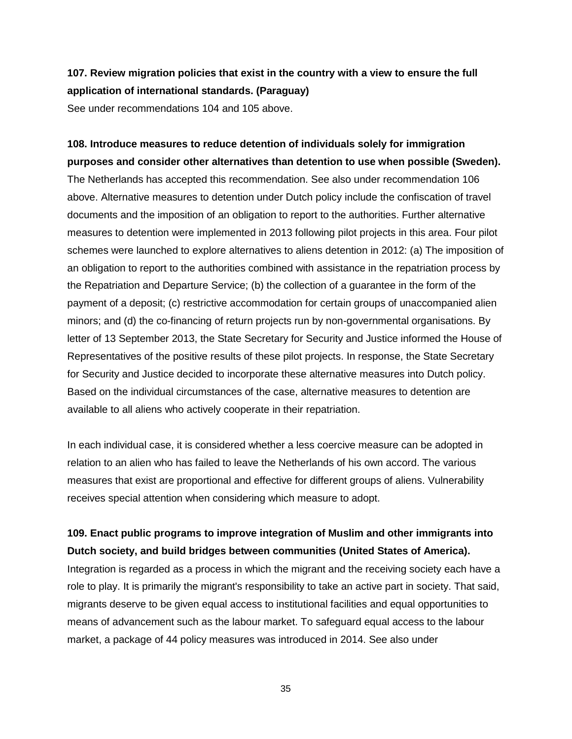**107. Review migration policies that exist in the country with a view to ensure the full application of international standards. (Paraguay)**

See under recommendations 104 and 105 above.

**108. Introduce measures to reduce detention of individuals solely for immigration purposes and consider other alternatives than detention to use when possible (Sweden).**

The Netherlands has accepted this recommendation. See also under recommendation 106 above. Alternative measures to detention under Dutch policy include the confiscation of travel documents and the imposition of an obligation to report to the authorities. Further alternative measures to detention were implemented in 2013 following pilot projects in this area. Four pilot schemes were launched to explore alternatives to aliens detention in 2012: (a) The imposition of an obligation to report to the authorities combined with assistance in the repatriation process by the Repatriation and Departure Service; (b) the collection of a guarantee in the form of the payment of a deposit; (c) restrictive accommodation for certain groups of unaccompanied alien minors; and (d) the co-financing of return projects run by non-governmental organisations. By letter of 13 September 2013, the State Secretary for Security and Justice informed the House of Representatives of the positive results of these pilot projects. In response, the State Secretary for Security and Justice decided to incorporate these alternative measures into Dutch policy. Based on the individual circumstances of the case, alternative measures to detention are available to all aliens who actively cooperate in their repatriation.

In each individual case, it is considered whether a less coercive measure can be adopted in relation to an alien who has failed to leave the Netherlands of his own accord. The various measures that exist are proportional and effective for different groups of aliens. Vulnerability receives special attention when considering which measure to adopt.

**109. Enact public programs to improve integration of Muslim and other immigrants into Dutch society, and build bridges between communities (United States of America).**

Integration is regarded as a process in which the migrant and the receiving society each have a role to play. It is primarily the migrant's responsibility to take an active part in society. That said, migrants deserve to be given equal access to institutional facilities and equal opportunities to means of advancement such as the labour market. To safeguard equal access to the labour market, a package of 44 policy measures was introduced in 2014. See also under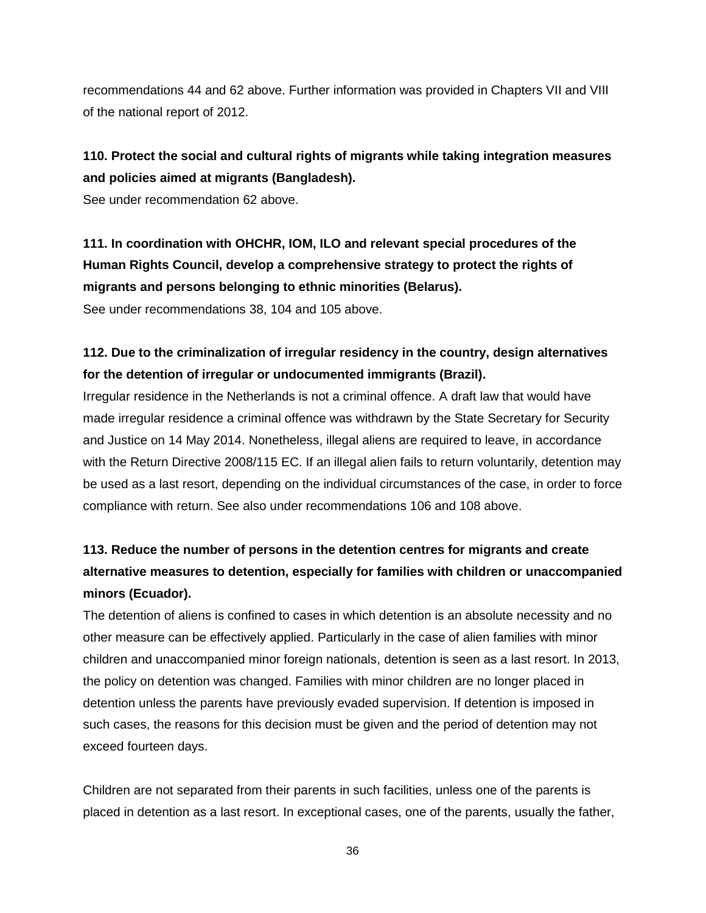recommendations 44 and 62 above. Further information was provided in Chapters VII and VIII of the national report of 2012.

**110. Protect the social and cultural rights of migrants while taking integration measures and policies aimed at migrants (Bangladesh).**

See under recommendation 62 above.

**111. In coordination with OHCHR, IOM, ILO and relevant special procedures of the Human Rights Council, develop a comprehensive strategy to protect the rights of migrants and persons belonging to ethnic minorities (Belarus).**

See under recommendations 38, 104 and 105 above.

**112. Due to the criminalization of irregular residency in the country, design alternatives for the detention of irregular or undocumented immigrants (Brazil).**

Irregular residence in the Netherlands is not a criminal offence. A draft law that would have made irregular residence a criminal offence was withdrawn by the State Secretary for Security and Justice on 14 May 2014. Nonetheless, illegal aliens are required to leave, in accordance with the Return Directive 2008/115 EC. If an illegal alien fails to return voluntarily, detention may be used as a last resort, depending on the individual circumstances of the case, in order to force compliance with return. See also under recommendations 106 and 108 above.

**113. Reduce the number of persons in the detention centres for migrants and create alternative measures to detention, especially for families with children or unaccompanied minors (Ecuador).**

The detention of aliens is confined to cases in which detention is an absolute necessity and no other measure can be effectively applied. Particularly in the case of alien families with minor children and unaccompanied minor foreign nationals, detention is seen as a last resort. In 2013, the policy on detention was changed. Families with minor children are no longer placed in detention unless the parents have previously evaded supervision. If detention is imposed in such cases, the reasons for this decision must be given and the period of detention may not exceed fourteen days.

Children are not separated from their parents in such facilities, unless one of the parents is placed in detention as a last resort. In exceptional cases, one of the parents, usually the father,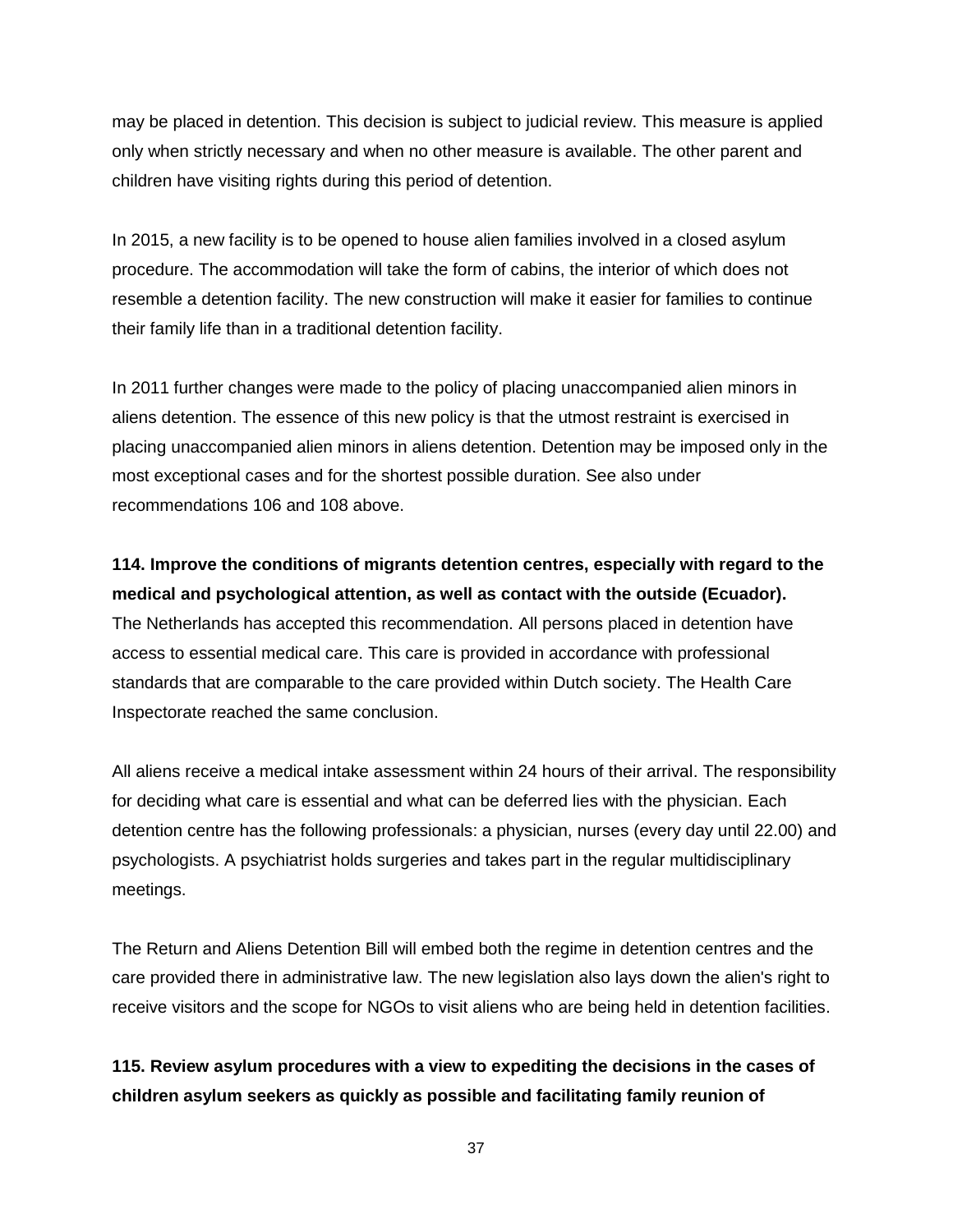may be placed in detention. This decision is subject to judicial review. This measure is applied only when strictly necessary and when no other measure is available. The other parent and children have visiting rights during this period of detention.

In 2015, a new facility is to be opened to house alien families involved in a closed asylum procedure. The accommodation will take the form of cabins, the interior of which does not resemble a detention facility. The new construction will make it easier for families to continue their family life than in a traditional detention facility.

In 2011 further changes were made to the policy of placing unaccompanied alien minors in aliens detention. The essence of this new policy is that the utmost restraint is exercised in placing unaccompanied alien minors in aliens detention. Detention may be imposed only in the most exceptional cases and for the shortest possible duration. See also under recommendations 106 and 108 above.

**114. Improve the conditions of migrants detention centres, especially with regard to the medical and psychological attention, as well as contact with the outside (Ecuador).**

The Netherlands has accepted this recommendation. All persons placed in detention have access to essential medical care. This care is provided in accordance with professional standards that are comparable to the care provided within Dutch society. The Health Care Inspectorate reached the same conclusion.

All aliens receive a medical intake assessment within 24 hours of their arrival. The responsibility for deciding what care is essential and what can be deferred lies with the physician. Each detention centre has the following professionals: a physician, nurses (every day until 22.00) and psychologists. A psychiatrist holds surgeries and takes part in the regular multidisciplinary meetings.

The Return and Aliens Detention Bill will embed both the regime in detention centres and the care provided there in administrative law. The new legislation also lays down the alien's right to receive visitors and the scope for NGOs to visit aliens who are being held in detention facilities.

**115. Review asylum procedures with a view to expediting the decisions in the cases of children asylum seekers as quickly as possible and facilitating family reunion of**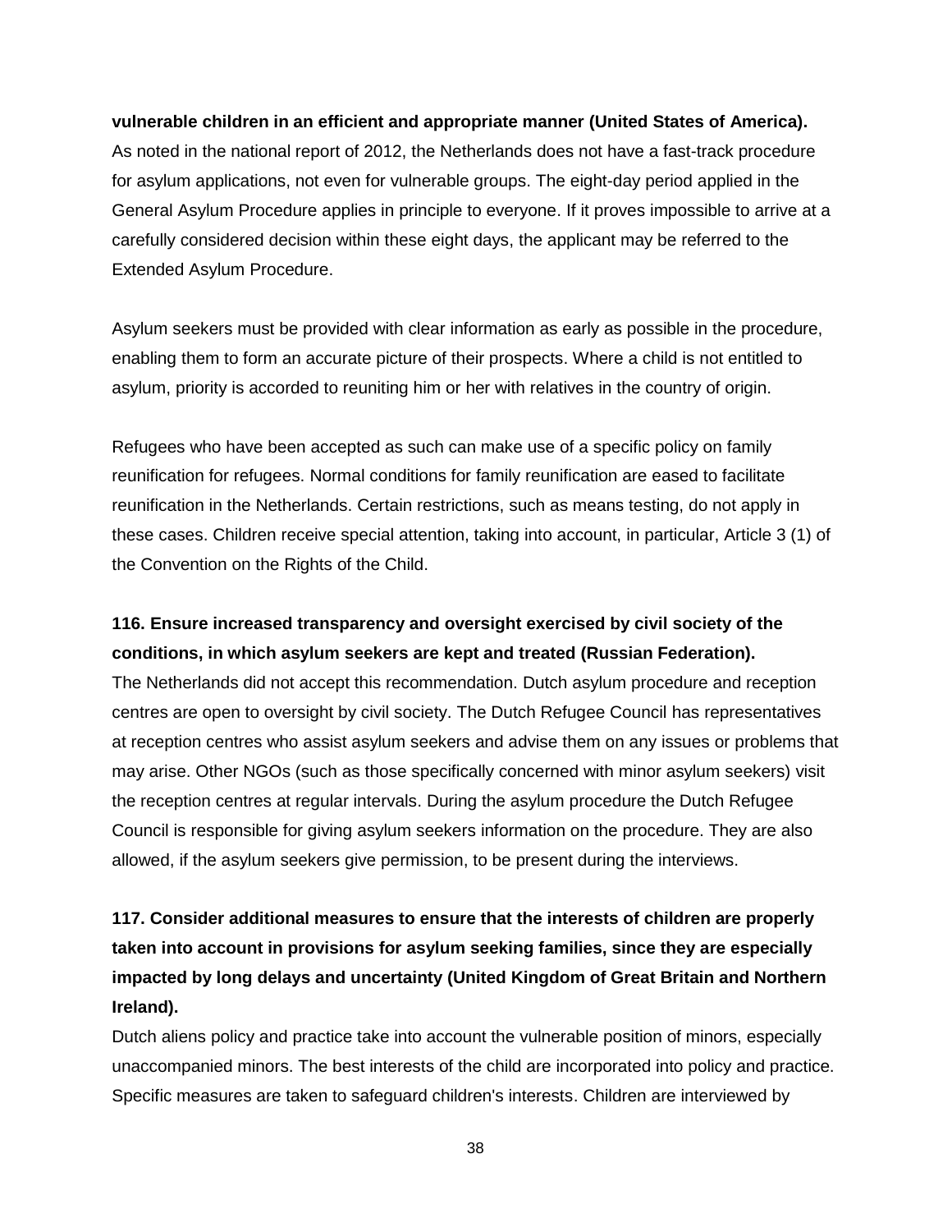**vulnerable children in an efficient and appropriate manner (United States of America).**

As noted in the national report of 2012, the Netherlands does not have a fast-track procedure for asylum applications, not even for vulnerable groups. The eight-day period applied in the General Asylum Procedure applies in principle to everyone. If it proves impossible to arrive at a carefully considered decision within these eight days, the applicant may be referred to the Extended Asylum Procedure.

Asylum seekers must be provided with clear information as early as possible in the procedure, enabling them to form an accurate picture of their prospects. Where a child is not entitled to asylum, priority is accorded to reuniting him or her with relatives in the country of origin.

Refugees who have been accepted as such can make use of a specific policy on family reunification for refugees. Normal conditions for family reunification are eased to facilitate reunification in the Netherlands. Certain restrictions, such as means testing, do not apply in these cases. Children receive special attention, taking into account, in particular, Article 3 (1) of the Convention on the Rights of the Child.

**116. Ensure increased transparency and oversight exercised by civil society of the conditions, in which asylum seekers are kept and treated (Russian Federation).**

The Netherlands did not accept this recommendation. Dutch asylum procedure and reception centres are open to oversight by civil society. The Dutch Refugee Council has representatives at reception centres who assist asylum seekers and advise them on any issues or problems that may arise. Other NGOs (such as those specifically concerned with minor asylum seekers) visit the reception centres at regular intervals. During the asylum procedure the Dutch Refugee Council is responsible for giving asylum seekers information on the procedure. They are also allowed, if the asylum seekers give permission, to be present during the interviews.

**117. Consider additional measures to ensure that the interests of children are properly taken into account in provisions for asylum seeking families, since they are especially impacted by long delays and uncertainty (United Kingdom of Great Britain and Northern Ireland).**

Dutch aliens policy and practice take into account the vulnerable position of minors, especially unaccompanied minors. The best interests of the child are incorporated into policy and practice. Specific measures are taken to safeguard children's interests. Children are interviewed by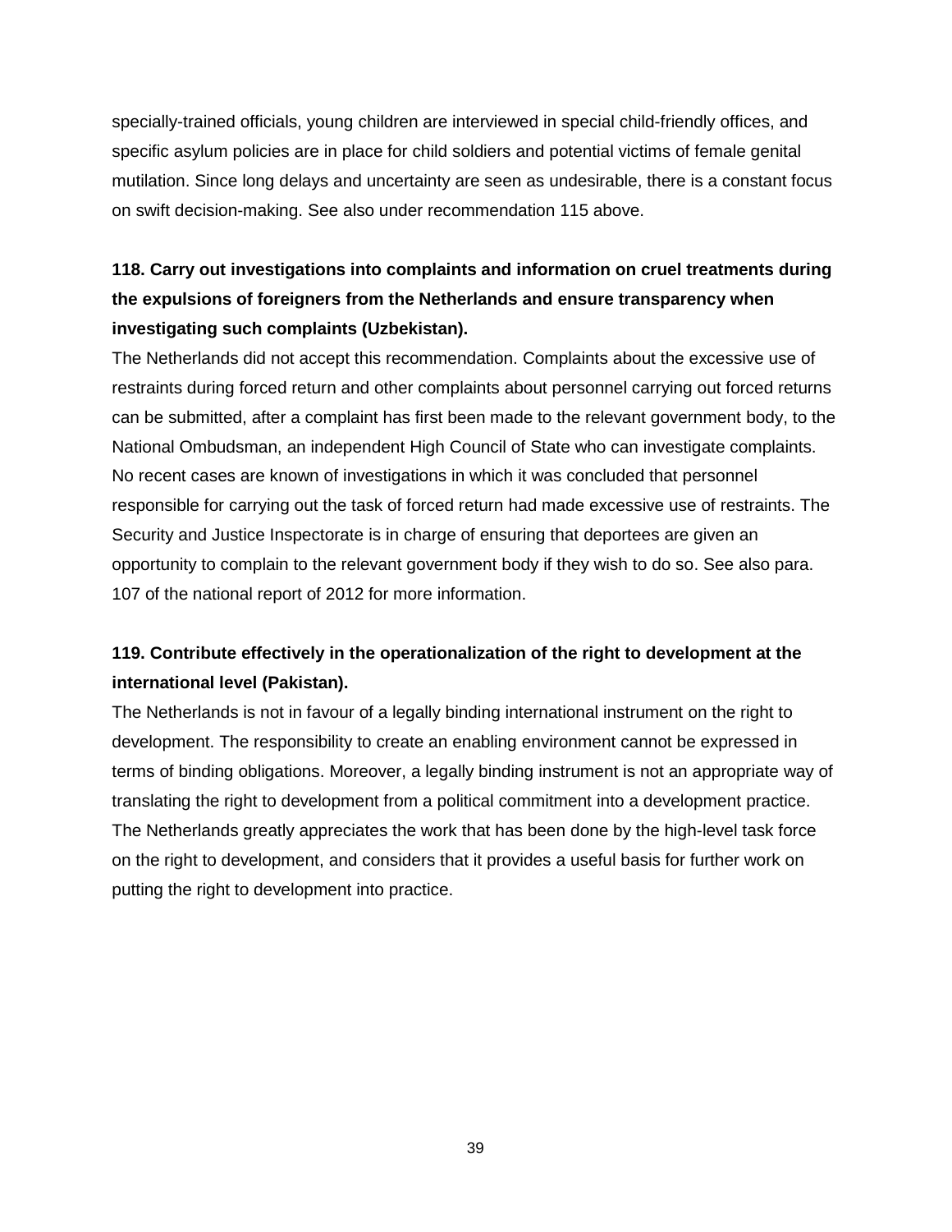specially-trained officials, young children are interviewed in special child-friendly offices, and specific asylum policies are in place for child soldiers and potential victims of female genital mutilation. Since long delays and uncertainty are seen as undesirable, there is a constant focus on swift decision-making. See also under recommendation 115 above.

**118. Carry out investigations into complaints and information on cruel treatments during the expulsions of foreigners from the Netherlands and ensure transparency when investigating such complaints (Uzbekistan).**

The Netherlands did not accept this recommendation. Complaints about the excessive use of restraints during forced return and other complaints about personnel carrying out forced returns can be submitted, after a complaint has first been made to the relevant government body, to the National Ombudsman, an independent High Council of State who can investigate complaints. No recent cases are known of investigations in which it was concluded that personnel responsible for carrying out the task of forced return had made excessive use of restraints. The Security and Justice Inspectorate is in charge of ensuring that deportees are given an opportunity to complain to the relevant government body if they wish to do so. See also para. 107 of the national report of 2012 for more information.

**119. Contribute effectively in the operationalization of the right to development at the international level (Pakistan).**

The Netherlands is not in favour of a legally binding international instrument on the right to development. The responsibility to create an enabling environment cannot be expressed in terms of binding obligations. Moreover, a legally binding instrument is not an appropriate way of translating the right to development from a political commitment into a development practice. The Netherlands greatly appreciates the work that has been done by the high-level task force on the right to development, and considers that it provides a useful basis for further work on putting the right to development into practice.